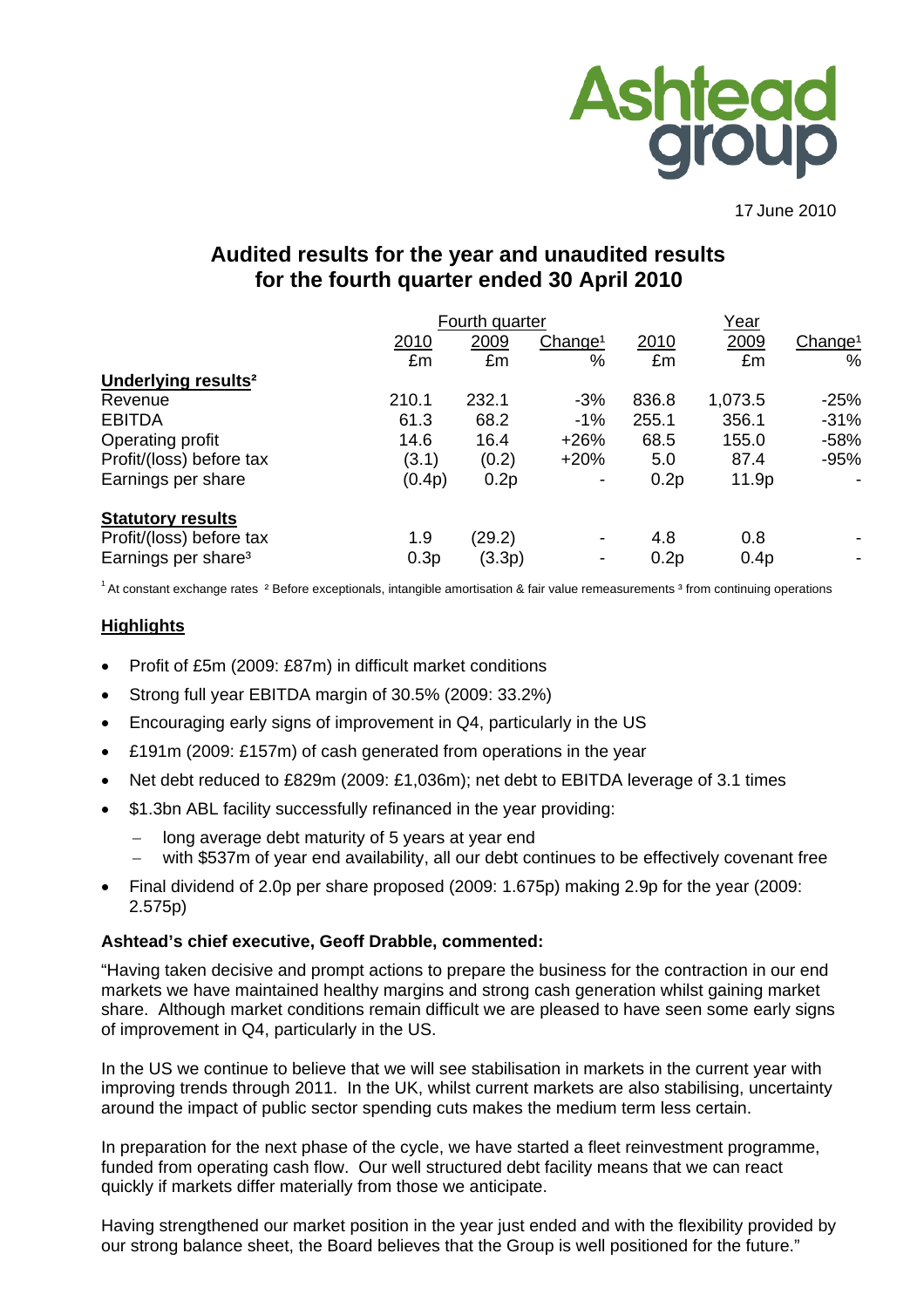17 June 2010

# Audited results for the year and unaudited results for the fourth quarter ended 30 April 2010

| | Fourth quarter | | | Year | | |
|---|---|---|---|---|---|---|
| | 2010 | 2009 | Change[1] | 2010 | 2009 | Change[1] |
| | £m | £m | % | £m | £m | % |
| **Underlying results[2]** | | | | | | |
| Revenue | 210.1 | 232.1 | -3% | 836.8 | 1,073.5 | -25% |
| EBITDA | 61.3 | 68.2 | -1% | 255.1 | 356.1 | -31% |
| Operating profit | 14.6 | 16.4 | +26% | 68.5 | 155.0 | -58% |
| Profit/(loss) before tax | (3.1) | (0.2) | +20% | 5.0 | 87.4 | -95% |
| Earnings per share | (0.4p) | 0.2p | - | 0.2p | 11.9p | - |
| **Statutory results** | | | | | | |
| Profit/(loss) before tax | 1.9 | (29.2) | - | 4.8 | 0.8 | - |
| Earnings per share[3] | 0.3p | (3.3p) | - | 0.2p | 0.4p | - |

[1] At constant exchange rates [2] Before exceptionals, intangible amortisation & fair value remeasurements [3] from continuing operations

## Highlights

- Profit of £5m (2009: £87m) in difficult market conditions
- Strong full year EBITDA margin of 30.5% (2009: 33.2%)
- Encouraging early signs of improvement in Q4, particularly in the US
- £191m (2009: £157m) of cash generated from operations in the year
- Net debt reduced to £829m (2009: £1,036m); net debt to EBITDA leverage of 3.1 times
- $1.3bn ABL facility successfully refinanced in the year providing:
  - long average debt maturity of 5 years at year end
  - with $537m of year end availability, all our debt continues to be effectively covenant free
- Final dividend of 2.0p per share proposed (2009: 1.675p) making 2.9p for the year (2009: 2.575p)

**Ashtead's chief executive, Geoff Drabble, commented:**

"Having taken decisive and prompt actions to prepare the business for the contraction in our end markets we have maintained healthy margins and strong cash generation whilst gaining market share. Although market conditions remain difficult we are pleased to have seen some early signs of improvement in Q4, particularly in the US.

In the US we continue to believe that we will see stabilisation in markets in the current year with improving trends through 2011. In the UK, whilst current markets are also stabilising, uncertainty around the impact of public sector spending cuts makes the medium term less certain.

In preparation for the next phase of the cycle, we have started a fleet reinvestment programme, funded from operating cash flow. Our well structured debt facility means that we can react quickly if markets differ materially from those we anticipate.

Having strengthened our market position in the year just ended and with the flexibility provided by our strong balance sheet, the Board believes that the Group is well positioned for the future."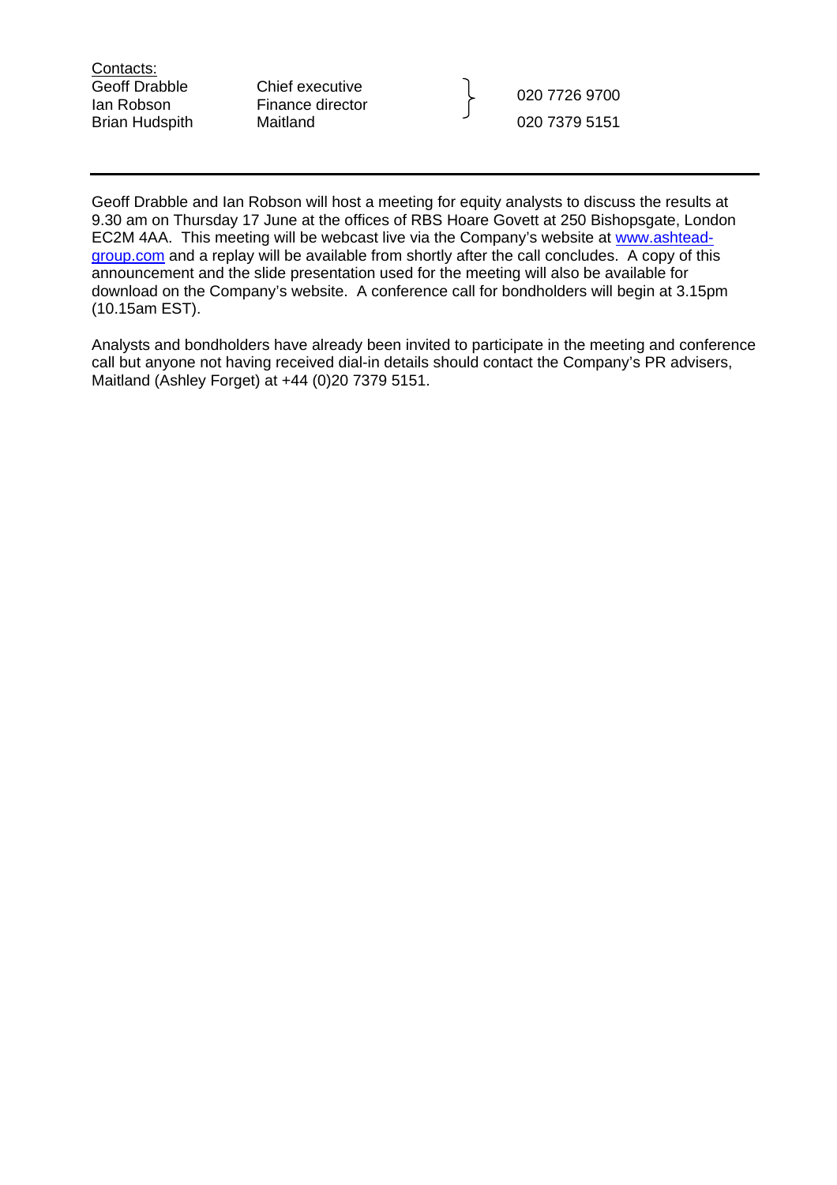Contacts:

| | | |
|---|---|---|
| Geoff Drabble | Chief executive | 020 7726 9700 |
| Ian Robson | Finance director | |
| Brian Hudspith | Maitland | 020 7379 5151 |

---

Geoff Drabble and Ian Robson will host a meeting for equity analysts to discuss the results at 9.30 am on Thursday 17 June at the offices of RBS Hoare Govett at 250 Bishopsgate, London EC2M 4AA. This meeting will be webcast live via the Company's website at www.ashtead-group.com and a replay will be available from shortly after the call concludes. A copy of this announcement and the slide presentation used for the meeting will also be available for download on the Company's website. A conference call for bondholders will begin at 3.15pm (10.15am EST).

Analysts and bondholders have already been invited to participate in the meeting and conference call but anyone not having received dial-in details should contact the Company's PR advisers, Maitland (Ashley Forget) at +44 (0)20 7379 5151.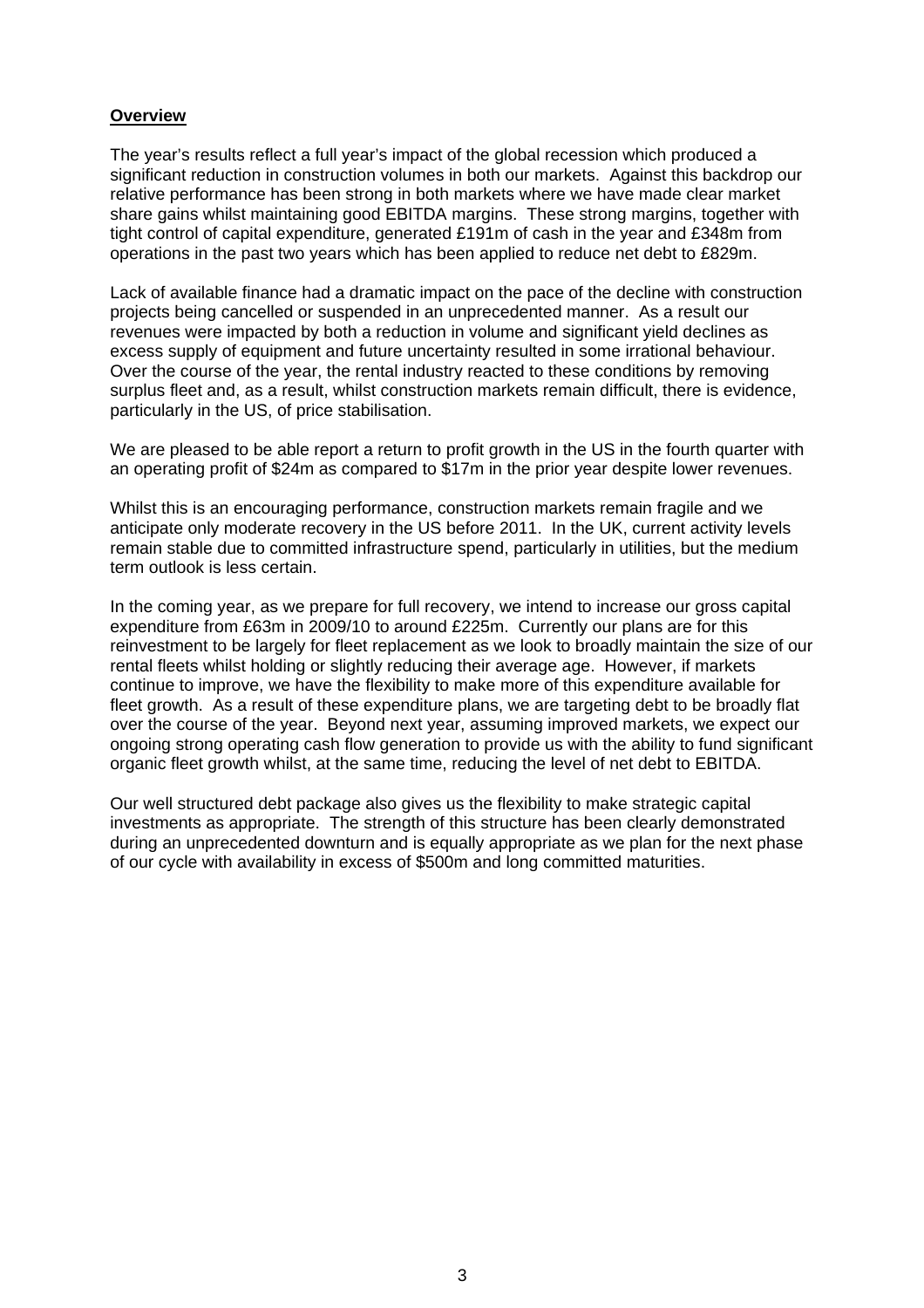## **Overview**

The year's results reflect a full year's impact of the global recession which produced a significant reduction in construction volumes in both our markets. Against this backdrop our relative performance has been strong in both markets where we have made clear market share gains whilst maintaining good EBITDA margins. These strong margins, together with tight control of capital expenditure, generated £191m of cash in the year and £348m from operations in the past two years which has been applied to reduce net debt to £829m.

Lack of available finance had a dramatic impact on the pace of the decline with construction projects being cancelled or suspended in an unprecedented manner. As a result our revenues were impacted by both a reduction in volume and significant yield declines as excess supply of equipment and future uncertainty resulted in some irrational behaviour. Over the course of the year, the rental industry reacted to these conditions by removing surplus fleet and, as a result, whilst construction markets remain difficult, there is evidence, particularly in the US, of price stabilisation.

We are pleased to be able report a return to profit growth in the US in the fourth quarter with an operating profit of $24m as compared to $17m in the prior year despite lower revenues.

Whilst this is an encouraging performance, construction markets remain fragile and we anticipate only moderate recovery in the US before 2011. In the UK, current activity levels remain stable due to committed infrastructure spend, particularly in utilities, but the medium term outlook is less certain.

In the coming year, as we prepare for full recovery, we intend to increase our gross capital expenditure from £63m in 2009/10 to around £225m. Currently our plans are for this reinvestment to be largely for fleet replacement as we look to broadly maintain the size of our rental fleets whilst holding or slightly reducing their average age. However, if markets continue to improve, we have the flexibility to make more of this expenditure available for fleet growth. As a result of these expenditure plans, we are targeting debt to be broadly flat over the course of the year. Beyond next year, assuming improved markets, we expect our ongoing strong operating cash flow generation to provide us with the ability to fund significant organic fleet growth whilst, at the same time, reducing the level of net debt to EBITDA.

Our well structured debt package also gives us the flexibility to make strategic capital investments as appropriate. The strength of this structure has been clearly demonstrated during an unprecedented downturn and is equally appropriate as we plan for the next phase of our cycle with availability in excess of $500m and long committed maturities.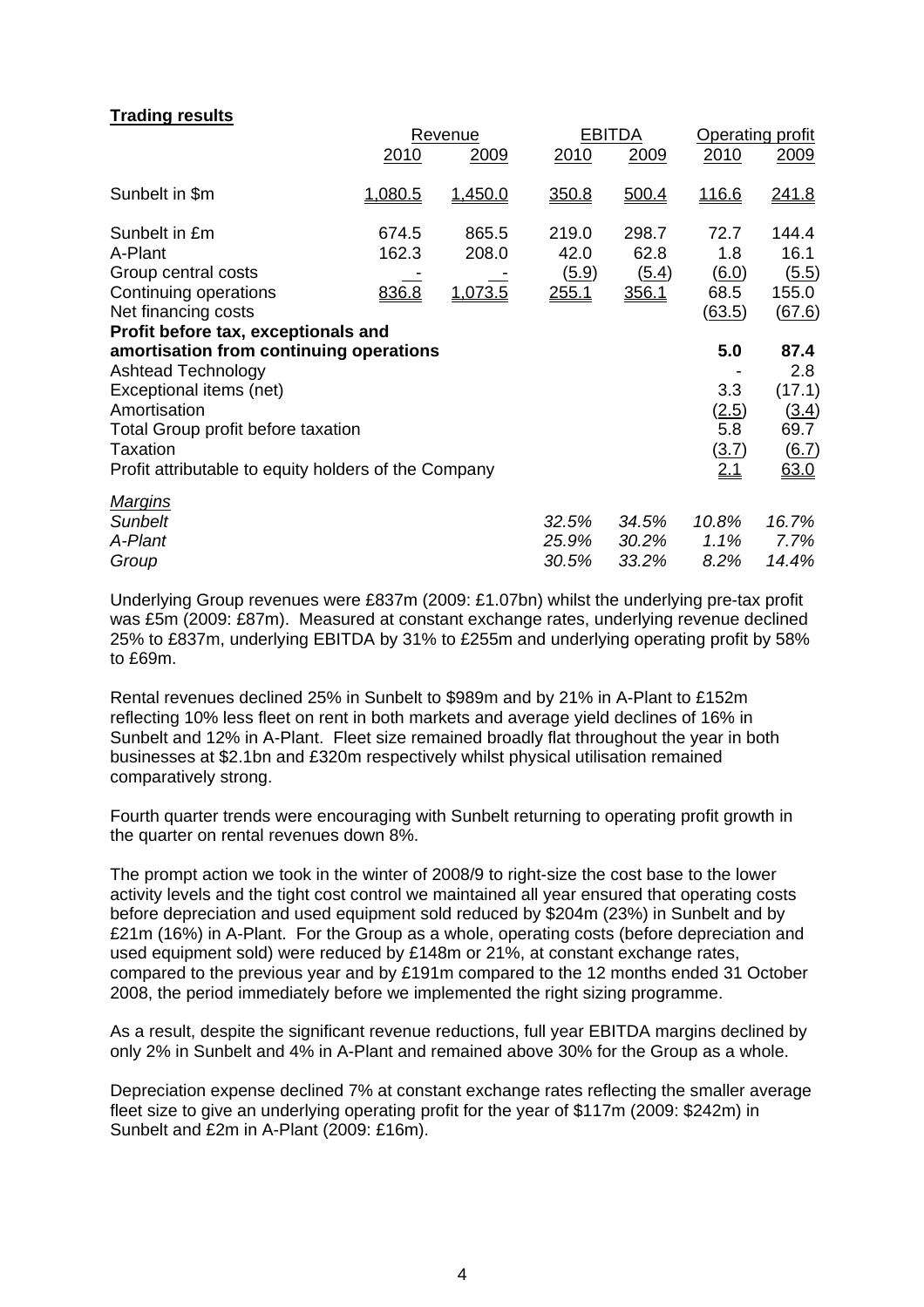**Trading results**

| | Revenue | | EBITDA | | Operating profit | |
|---|---|---|---|---|---|---|
| | 2010 | 2009 | 2010 | 2009 | 2010 | 2009 |
| Sunbelt in $m | 1,080.5 | 1,450.0 | 350.8 | 500.4 | 116.6 | 241.8 |
| Sunbelt in £m | 674.5 | 865.5 | 219.0 | 298.7 | 72.7 | 144.4 |
| A-Plant | 162.3 | 208.0 | 42.0 | 62.8 | 1.8 | 16.1 |
| Group central costs | - | - | (5.9) | (5.4) | (6.0) | (5.5) |
| Continuing operations | 836.8 | 1,073.5 | 255.1 | 356.1 | 68.5 | 155.0 |
| Net financing costs | | | | | (63.5) | (67.6) |
| **Profit before tax, exceptionals and amortisation from continuing operations** | | | | | **5.0** | **87.4** |
| Ashtead Technology | | | | | - | 2.8 |
| Exceptional items (net) | | | | | 3.3 | (17.1) |
| Amortisation | | | | | (2.5) | (3.4) |
| Total Group profit before taxation | | | | | 5.8 | 69.7 |
| Taxation | | | | | (3.7) | (6.7) |
| Profit attributable to equity holders of the Company | | | | | 2.1 | 63.0 |
| *Margins* | | | | | | |
| *Sunbelt* | | | *32.5%* | *34.5%* | *10.8%* | *16.7%* |
| *A-Plant* | | | *25.9%* | *30.2%* | *1.1%* | *7.7%* |
| *Group* | | | *30.5%* | *33.2%* | *8.2%* | *14.4%* |

Underlying Group revenues were £837m (2009: £1.07bn) whilst the underlying pre-tax profit was £5m (2009: £87m). Measured at constant exchange rates, underlying revenue declined 25% to £837m, underlying EBITDA by 31% to £255m and underlying operating profit by 58% to £69m.

Rental revenues declined 25% in Sunbelt to $989m and by 21% in A-Plant to £152m reflecting 10% less fleet on rent in both markets and average yield declines of 16% in Sunbelt and 12% in A-Plant. Fleet size remained broadly flat throughout the year in both businesses at $2.1bn and £320m respectively whilst physical utilisation remained comparatively strong.

Fourth quarter trends were encouraging with Sunbelt returning to operating profit growth in the quarter on rental revenues down 8%.

The prompt action we took in the winter of 2008/9 to right-size the cost base to the lower activity levels and the tight cost control we maintained all year ensured that operating costs before depreciation and used equipment sold reduced by $204m (23%) in Sunbelt and by £21m (16%) in A-Plant. For the Group as a whole, operating costs (before depreciation and used equipment sold) were reduced by £148m or 21%, at constant exchange rates, compared to the previous year and by £191m compared to the 12 months ended 31 October 2008, the period immediately before we implemented the right sizing programme.

As a result, despite the significant revenue reductions, full year EBITDA margins declined by only 2% in Sunbelt and 4% in A-Plant and remained above 30% for the Group as a whole.

Depreciation expense declined 7% at constant exchange rates reflecting the smaller average fleet size to give an underlying operating profit for the year of $117m (2009: $242m) in Sunbelt and £2m in A-Plant (2009: £16m).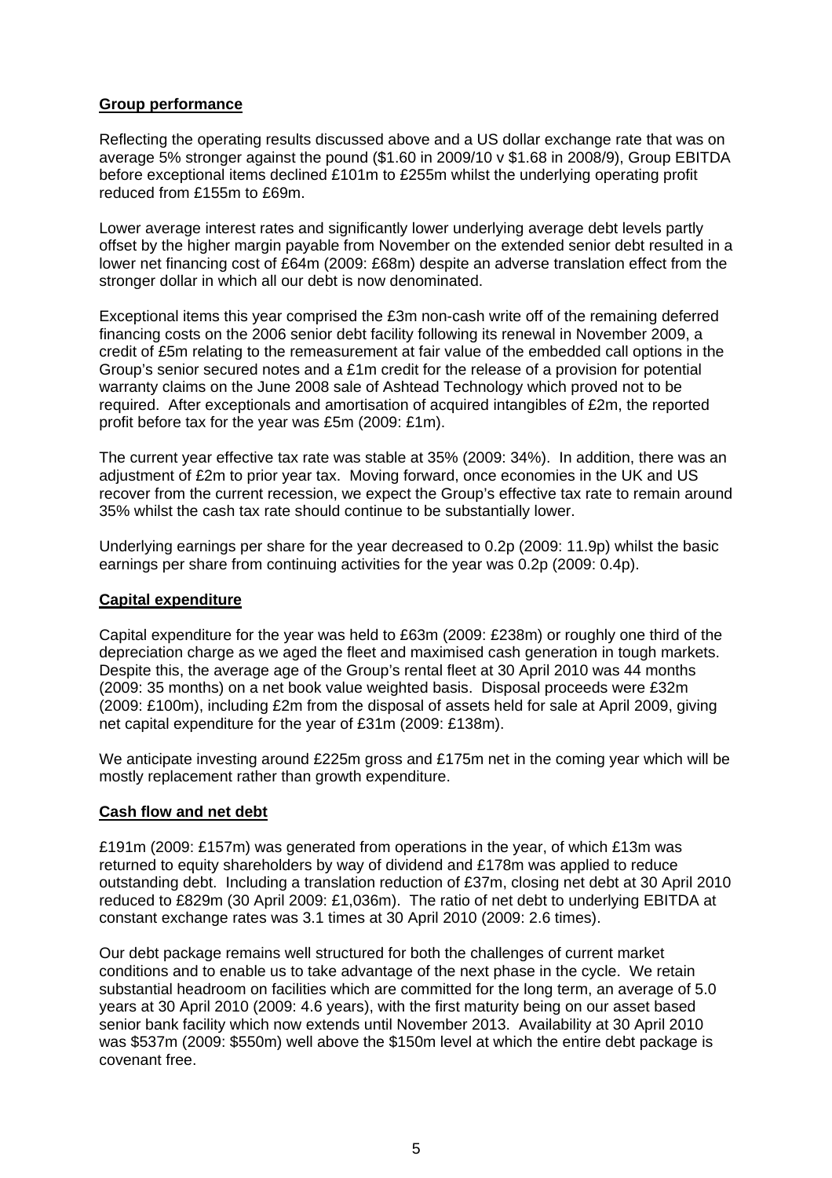**Group performance**

Reflecting the operating results discussed above and a US dollar exchange rate that was on average 5% stronger against the pound ($1.60 in 2009/10 v $1.68 in 2008/9), Group EBITDA before exceptional items declined £101m to £255m whilst the underlying operating profit reduced from £155m to £69m.

Lower average interest rates and significantly lower underlying average debt levels partly offset by the higher margin payable from November on the extended senior debt resulted in a lower net financing cost of £64m (2009: £68m) despite an adverse translation effect from the stronger dollar in which all our debt is now denominated.

Exceptional items this year comprised the £3m non-cash write off of the remaining deferred financing costs on the 2006 senior debt facility following its renewal in November 2009, a credit of £5m relating to the remeasurement at fair value of the embedded call options in the Group's senior secured notes and a £1m credit for the release of a provision for potential warranty claims on the June 2008 sale of Ashtead Technology which proved not to be required. After exceptionals and amortisation of acquired intangibles of £2m, the reported profit before tax for the year was £5m (2009: £1m).

The current year effective tax rate was stable at 35% (2009: 34%). In addition, there was an adjustment of £2m to prior year tax. Moving forward, once economies in the UK and US recover from the current recession, we expect the Group's effective tax rate to remain around 35% whilst the cash tax rate should continue to be substantially lower.

Underlying earnings per share for the year decreased to 0.2p (2009: 11.9p) whilst the basic earnings per share from continuing activities for the year was 0.2p (2009: 0.4p).

**Capital expenditure**

Capital expenditure for the year was held to £63m (2009: £238m) or roughly one third of the depreciation charge as we aged the fleet and maximised cash generation in tough markets. Despite this, the average age of the Group's rental fleet at 30 April 2010 was 44 months (2009: 35 months) on a net book value weighted basis. Disposal proceeds were £32m (2009: £100m), including £2m from the disposal of assets held for sale at April 2009, giving net capital expenditure for the year of £31m (2009: £138m).

We anticipate investing around £225m gross and £175m net in the coming year which will be mostly replacement rather than growth expenditure.

**Cash flow and net debt**

£191m (2009: £157m) was generated from operations in the year, of which £13m was returned to equity shareholders by way of dividend and £178m was applied to reduce outstanding debt. Including a translation reduction of £37m, closing net debt at 30 April 2010 reduced to £829m (30 April 2009: £1,036m). The ratio of net debt to underlying EBITDA at constant exchange rates was 3.1 times at 30 April 2010 (2009: 2.6 times).

Our debt package remains well structured for both the challenges of current market conditions and to enable us to take advantage of the next phase in the cycle. We retain substantial headroom on facilities which are committed for the long term, an average of 5.0 years at 30 April 2010 (2009: 4.6 years), with the first maturity being on our asset based senior bank facility which now extends until November 2013. Availability at 30 April 2010 was $537m (2009: $550m) well above the $150m level at which the entire debt package is covenant free.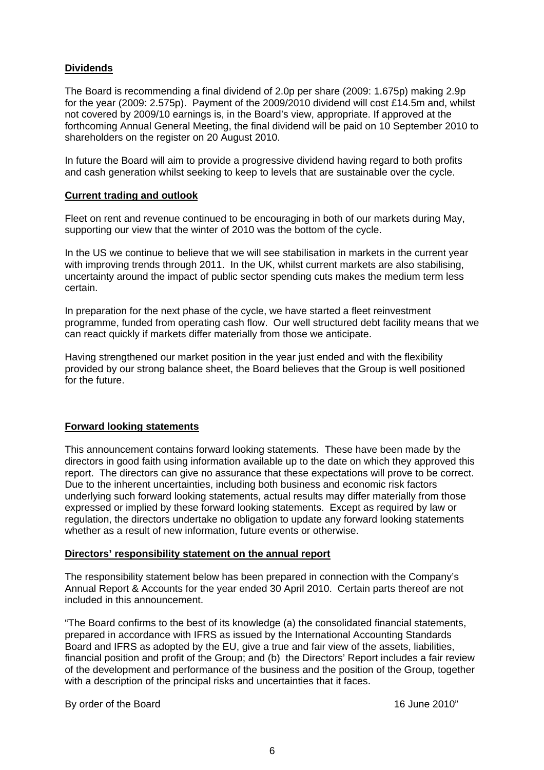**Dividends**

The Board is recommending a final dividend of 2.0p per share (2009: 1.675p) making 2.9p for the year (2009: 2.575p). Payment of the 2009/2010 dividend will cost £14.5m and, whilst not covered by 2009/10 earnings is, in the Board's view, appropriate. If approved at the forthcoming Annual General Meeting, the final dividend will be paid on 10 September 2010 to shareholders on the register on 20 August 2010.

In future the Board will aim to provide a progressive dividend having regard to both profits and cash generation whilst seeking to keep to levels that are sustainable over the cycle.

**Current trading and outlook**

Fleet on rent and revenue continued to be encouraging in both of our markets during May, supporting our view that the winter of 2010 was the bottom of the cycle.

In the US we continue to believe that we will see stabilisation in markets in the current year with improving trends through 2011. In the UK, whilst current markets are also stabilising, uncertainty around the impact of public sector spending cuts makes the medium term less certain.

In preparation for the next phase of the cycle, we have started a fleet reinvestment programme, funded from operating cash flow. Our well structured debt facility means that we can react quickly if markets differ materially from those we anticipate.

Having strengthened our market position in the year just ended and with the flexibility provided by our strong balance sheet, the Board believes that the Group is well positioned for the future.

**Forward looking statements**

This announcement contains forward looking statements. These have been made by the directors in good faith using information available up to the date on which they approved this report. The directors can give no assurance that these expectations will prove to be correct. Due to the inherent uncertainties, including both business and economic risk factors underlying such forward looking statements, actual results may differ materially from those expressed or implied by these forward looking statements. Except as required by law or regulation, the directors undertake no obligation to update any forward looking statements whether as a result of new information, future events or otherwise.

**Directors' responsibility statement on the annual report**

The responsibility statement below has been prepared in connection with the Company's Annual Report & Accounts for the year ended 30 April 2010. Certain parts thereof are not included in this announcement.

"The Board confirms to the best of its knowledge (a) the consolidated financial statements, prepared in accordance with IFRS as issued by the International Accounting Standards Board and IFRS as adopted by the EU, give a true and fair view of the assets, liabilities, financial position and profit of the Group; and (b) the Directors' Report includes a fair review of the development and performance of the business and the position of the Group, together with a description of the principal risks and uncertainties that it faces.

By order of the Board 16 June 2010"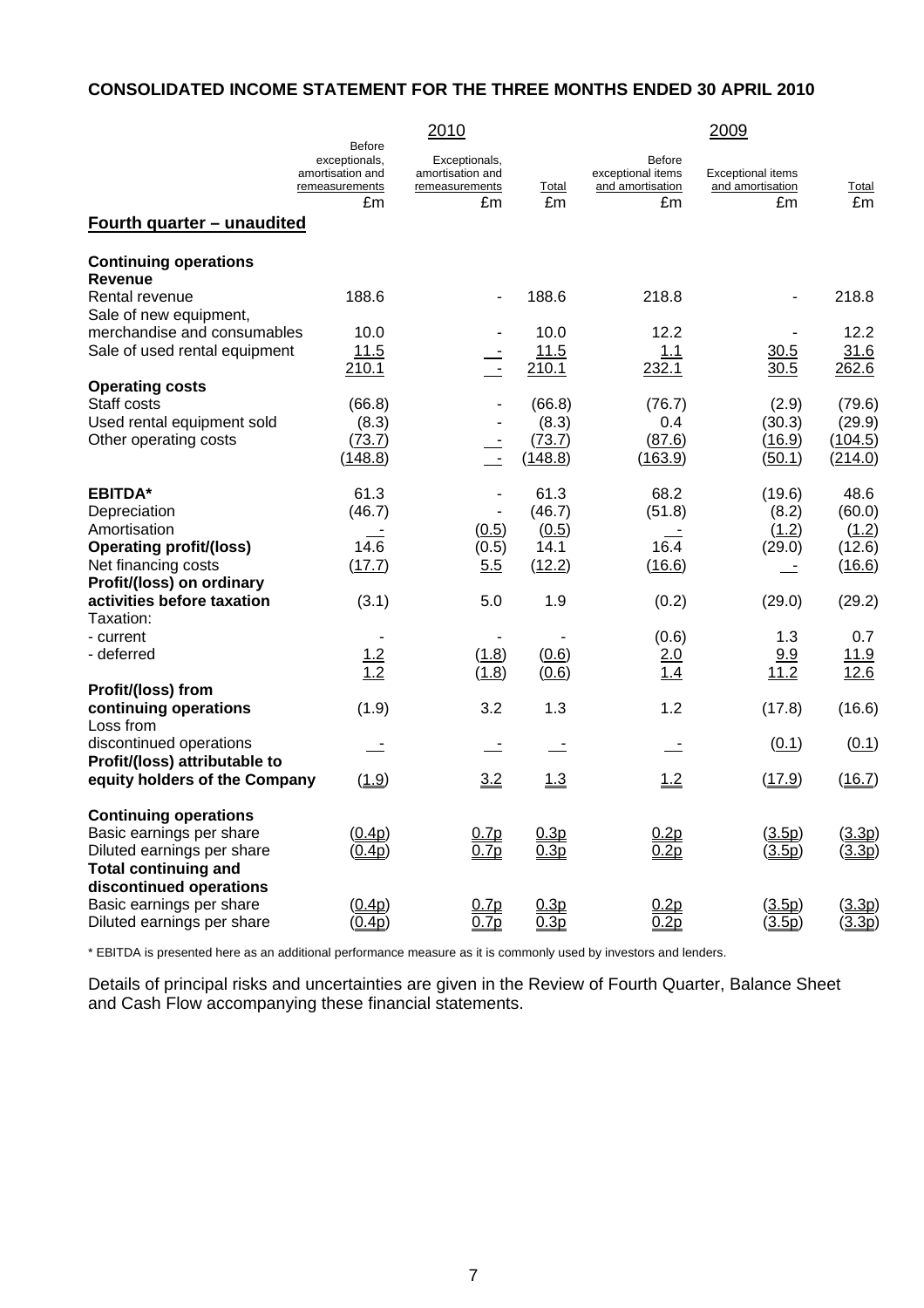## CONSOLIDATED INCOME STATEMENT FOR THE THREE MONTHS ENDED 30 APRIL 2010

| | 2010 | | | 2009 | | |
|---|---|---|---|---|---|---|
| | Before exceptionals, amortisation and remeasurements | Exceptionals, amortisation and remeasurements | Total | Before exceptional items and amortisation | Exceptional items and amortisation | Total |
| | £m | £m | £m | £m | £m | £m |
| **Fourth quarter – unaudited** | | | | | | |
| **Continuing operations** | | | | | | |
| **Revenue** | | | | | | |
| Rental revenue | 188.6 | - | 188.6 | 218.8 | - | 218.8 |
| Sale of new equipment, merchandise and consumables | 10.0 | - | 10.0 | 12.2 | - | 12.2 |
| Sale of used rental equipment | 11.5 | - | 11.5 | 1.1 | 30.5 | 31.6 |
| | 210.1 | - | 210.1 | 232.1 | 30.5 | 262.6 |
| **Operating costs** | | | | | | |
| Staff costs | (66.8) | - | (66.8) | (76.7) | (2.9) | (79.6) |
| Used rental equipment sold | (8.3) | - | (8.3) | 0.4 | (30.3) | (29.9) |
| Other operating costs | (73.7) | - | (73.7) | (87.6) | (16.9) | (104.5) |
| | (148.8) | - | (148.8) | (163.9) | (50.1) | (214.0) |
| **EBITDA*** | 61.3 | - | 61.3 | 68.2 | (19.6) | 48.6 |
| Depreciation | (46.7) | - | (46.7) | (51.8) | (8.2) | (60.0) |
| Amortisation | - | (0.5) | (0.5) | - | (1.2) | (1.2) |
| **Operating profit/(loss)** | 14.6 | (0.5) | 14.1 | 16.4 | (29.0) | (12.6) |
| Net financing costs | (17.7) | 5.5 | (12.2) | (16.6) | - | (16.6) |
| **Profit/(loss) on ordinary activities before taxation** | (3.1) | 5.0 | 1.9 | (0.2) | (29.0) | (29.2) |
| Taxation: | | | | | | |
| - current | - | - | - | (0.6) | 1.3 | 0.7 |
| - deferred | 1.2 | (1.8) | (0.6) | 2.0 | 9.9 | 11.9 |
| | 1.2 | (1.8) | (0.6) | 1.4 | 11.2 | 12.6 |
| **Profit/(loss) from continuing operations** | (1.9) | 3.2 | 1.3 | 1.2 | (17.8) | (16.6) |
| Loss from discontinued operations | - | - | - | - | (0.1) | (0.1) |
| **Profit/(loss) attributable to equity holders of the Company** | (1.9) | 3.2 | 1.3 | 1.2 | (17.9) | (16.7) |
| **Continuing operations** | | | | | | |
| Basic earnings per share | (0.4p) | 0.7p | 0.3p | 0.2p | (3.5p) | (3.3p) |
| Diluted earnings per share | (0.4p) | 0.7p | 0.3p | 0.2p | (3.5p) | (3.3p) |
| **Total continuing and discontinued operations** | | | | | | |
| Basic earnings per share | (0.4p) | 0.7p | 0.3p | 0.2p | (3.5p) | (3.3p) |
| Diluted earnings per share | (0.4p) | 0.7p | 0.3p | 0.2p | (3.5p) | (3.3p) |

* EBITDA is presented here as an additional performance measure as it is commonly used by investors and lenders.

Details of principal risks and uncertainties are given in the Review of Fourth Quarter, Balance Sheet and Cash Flow accompanying these financial statements.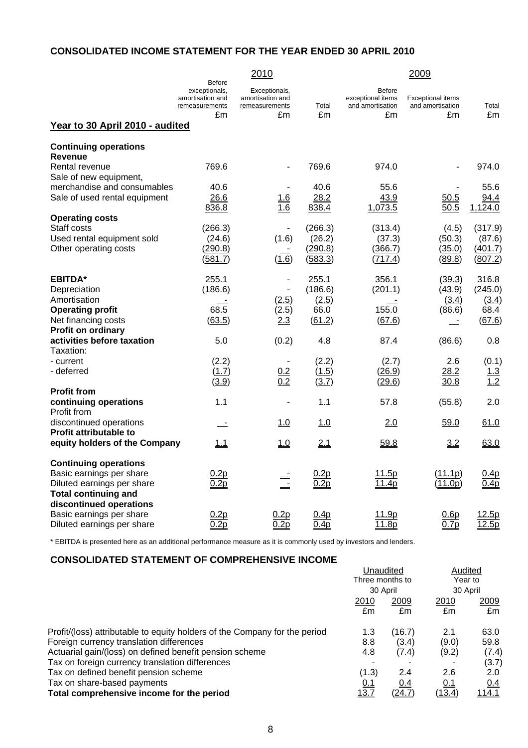## CONSOLIDATED INCOME STATEMENT FOR THE YEAR ENDED 30 APRIL 2010

| | 2010 | | | 2009 | | |
|---|---|---|---|---|---|---|
| | Before exceptionals, amortisation and remeasurements | Exceptionals, amortisation and remeasurements | Total | Before exceptional items and amortisation | Exceptional items and amortisation | Total |
| | £m | £m | £m | £m | £m | £m |
| **Year to 30 April 2010 - audited** | | | | | | |
| **Continuing operations** | | | | | | |
| **Revenue** | | | | | | |
| Rental revenue | 769.6 | - | 769.6 | 974.0 | - | 974.0 |
| Sale of new equipment, merchandise and consumables | 40.6 | - | 40.6 | 55.6 | - | 55.6 |
| Sale of used rental equipment | 26.6 | 1.6 | 28.2 | 43.9 | 50.5 | 94.4 |
| | 836.8 | 1.6 | 838.4 | 1,073.5 | 50.5 | 1,124.0 |
| **Operating costs** | | | | | | |
| Staff costs | (266.3) | - | (266.3) | (313.4) | (4.5) | (317.9) |
| Used rental equipment sold | (24.6) | (1.6) | (26.2) | (37.3) | (50.3) | (87.6) |
| Other operating costs | (290.8) | - | (290.8) | (366.7) | (35.0) | (401.7) |
| | (581.7) | (1.6) | (583.3) | (717.4) | (89.8) | (807.2) |
| **EBITDA*** | 255.1 | - | 255.1 | 356.1 | (39.3) | 316.8 |
| Depreciation | (186.6) | - | (186.6) | (201.1) | (43.9) | (245.0) |
| Amortisation | - | (2.5) | (2.5) | - | (3.4) | (3.4) |
| **Operating profit** | 68.5 | (2.5) | 66.0 | 155.0 | (86.6) | 68.4 |
| Net financing costs | (63.5) | 2.3 | (61.2) | (67.6) | - | (67.6) |
| **Profit on ordinary activities before taxation** | 5.0 | (0.2) | 4.8 | 87.4 | (86.6) | 0.8 |
| Taxation: | | | | | | |
| - current | (2.2) | - | (2.2) | (2.7) | 2.6 | (0.1) |
| - deferred | (1.7) | 0.2 | (1.5) | (26.9) | 28.2 | 1.3 |
| | (3.9) | 0.2 | (3.7) | (29.6) | 30.8 | 1.2 |
| **Profit from continuing operations** | 1.1 | - | 1.1 | 57.8 | (55.8) | 2.0 |
| Profit from discontinued operations | - | 1.0 | 1.0 | 2.0 | 59.0 | 61.0 |
| **Profit attributable to equity holders of the Company** | 1.1 | 1.0 | 2.1 | 59.8 | 3.2 | 63.0 |
| **Continuing operations** | | | | | | |
| Basic earnings per share | 0.2p | - | 0.2p | 11.5p | (11.1p) | 0.4p |
| Diluted earnings per share | 0.2p | - | 0.2p | 11.4p | (11.0p) | 0.4p |
| **Total continuing and discontinued operations** | | | | | | |
| Basic earnings per share | 0.2p | 0.2p | 0.4p | 11.9p | 0.6p | 12.5p |
| Diluted earnings per share | 0.2p | 0.2p | 0.4p | 11.8p | 0.7p | 12.5p |

* EBITDA is presented here as an additional performance measure as it is commonly used by investors and lenders.

## CONSOLIDATED STATEMENT OF COMPREHENSIVE INCOME

| | Unaudited Three months to 30 April | | Audited Year to 30 April | |
|---|---|---|---|---|
| | 2010 | 2009 | 2010 | 2009 |
| | £m | £m | £m | £m |
| Profit/(loss) attributable to equity holders of the Company for the period | 1.3 | (16.7) | 2.1 | 63.0 |
| Foreign currency translation differences | 8.8 | (3.4) | (9.0) | 59.8 |
| Actuarial gain/(loss) on defined benefit pension scheme | 4.8 | (7.4) | (9.2) | (7.4) |
| Tax on foreign currency translation differences | - | - | - | (3.7) |
| Tax on defined benefit pension scheme | (1.3) | 2.4 | 2.6 | 2.0 |
| Tax on share-based payments | 0.1 | 0.4 | 0.1 | 0.4 |
| **Total comprehensive income for the period** | 13.7 | (24.7) | (13.4) | 114.1 |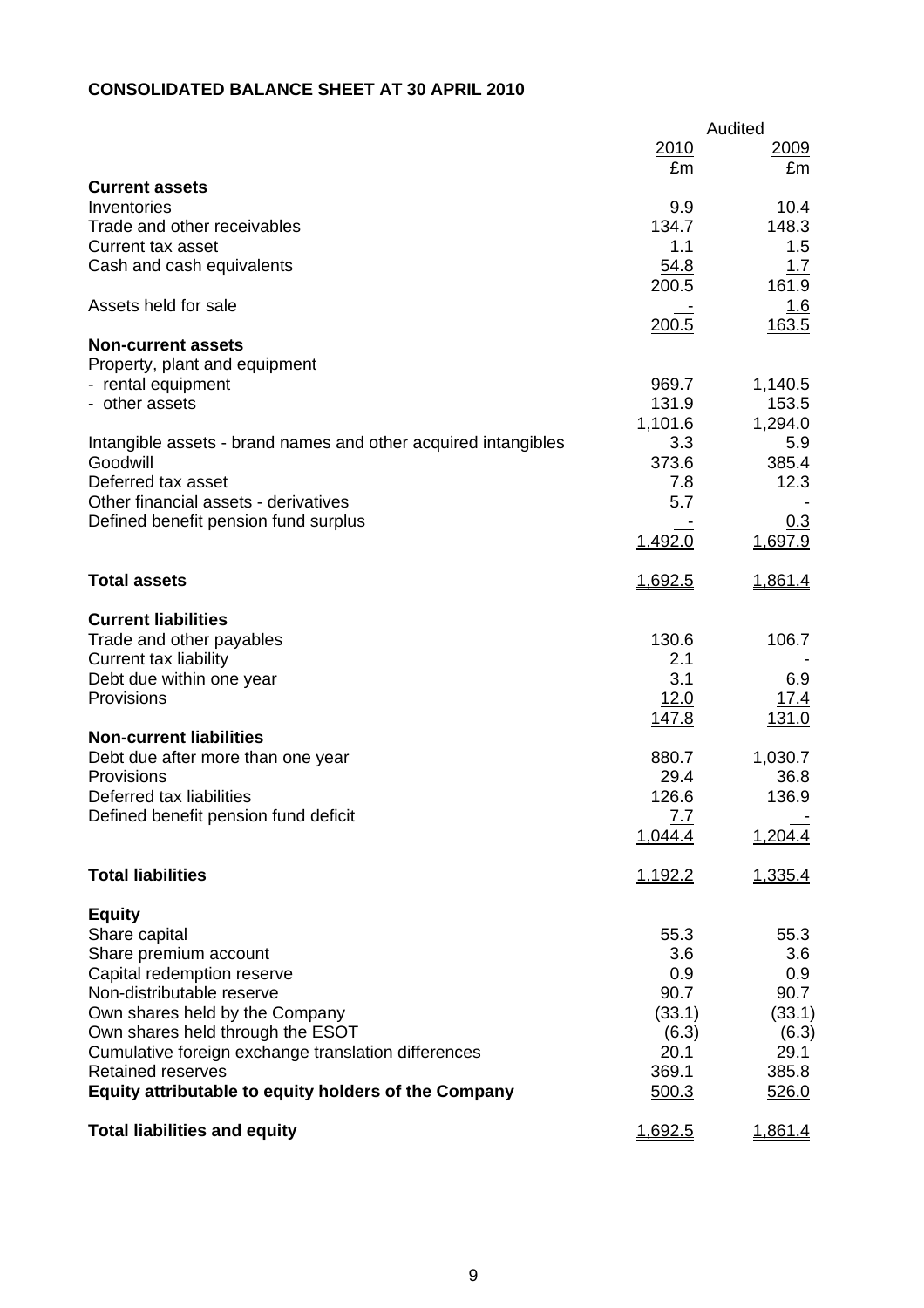# CONSOLIDATED BALANCE SHEET AT 30 APRIL 2010

| | Audited | |
|---|---|---|
| | 2010 | 2009 |
| | £m | £m |
| **Current assets** | | |
| Inventories | 9.9 | 10.4 |
| Trade and other receivables | 134.7 | 148.3 |
| Current tax asset | 1.1 | 1.5 |
| Cash and cash equivalents | 54.8 | 1.7 |
| | 200.5 | 161.9 |
| Assets held for sale | - | 1.6 |
| | 200.5 | 163.5 |
| **Non-current assets** | | |
| Property, plant and equipment | | |
| - rental equipment | 969.7 | 1,140.5 |
| - other assets | 131.9 | 153.5 |
| | 1,101.6 | 1,294.0 |
| Intangible assets - brand names and other acquired intangibles | 3.3 | 5.9 |
| Goodwill | 373.6 | 385.4 |
| Deferred tax asset | 7.8 | 12.3 |
| Other financial assets - derivatives | 5.7 | - |
| Defined benefit pension fund surplus | - | 0.3 |
| | 1,492.0 | 1,697.9 |
| **Total assets** | 1,692.5 | 1,861.4 |
| **Current liabilities** | | |
| Trade and other payables | 130.6 | 106.7 |
| Current tax liability | 2.1 | - |
| Debt due within one year | 3.1 | 6.9 |
| Provisions | 12.0 | 17.4 |
| | 147.8 | 131.0 |
| **Non-current liabilities** | | |
| Debt due after more than one year | 880.7 | 1,030.7 |
| Provisions | 29.4 | 36.8 |
| Deferred tax liabilities | 126.6 | 136.9 |
| Defined benefit pension fund deficit | 7.7 | - |
| | 1,044.4 | 1,204.4 |
| **Total liabilities** | 1,192.2 | 1,335.4 |
| **Equity** | | |
| Share capital | 55.3 | 55.3 |
| Share premium account | 3.6 | 3.6 |
| Capital redemption reserve | 0.9 | 0.9 |
| Non-distributable reserve | 90.7 | 90.7 |
| Own shares held by the Company | (33.1) | (33.1) |
| Own shares held through the ESOT | (6.3) | (6.3) |
| Cumulative foreign exchange translation differences | 20.1 | 29.1 |
| Retained reserves | 369.1 | 385.8 |
| **Equity attributable to equity holders of the Company** | 500.3 | 526.0 |
| **Total liabilities and equity** | 1,692.5 | 1,861.4 |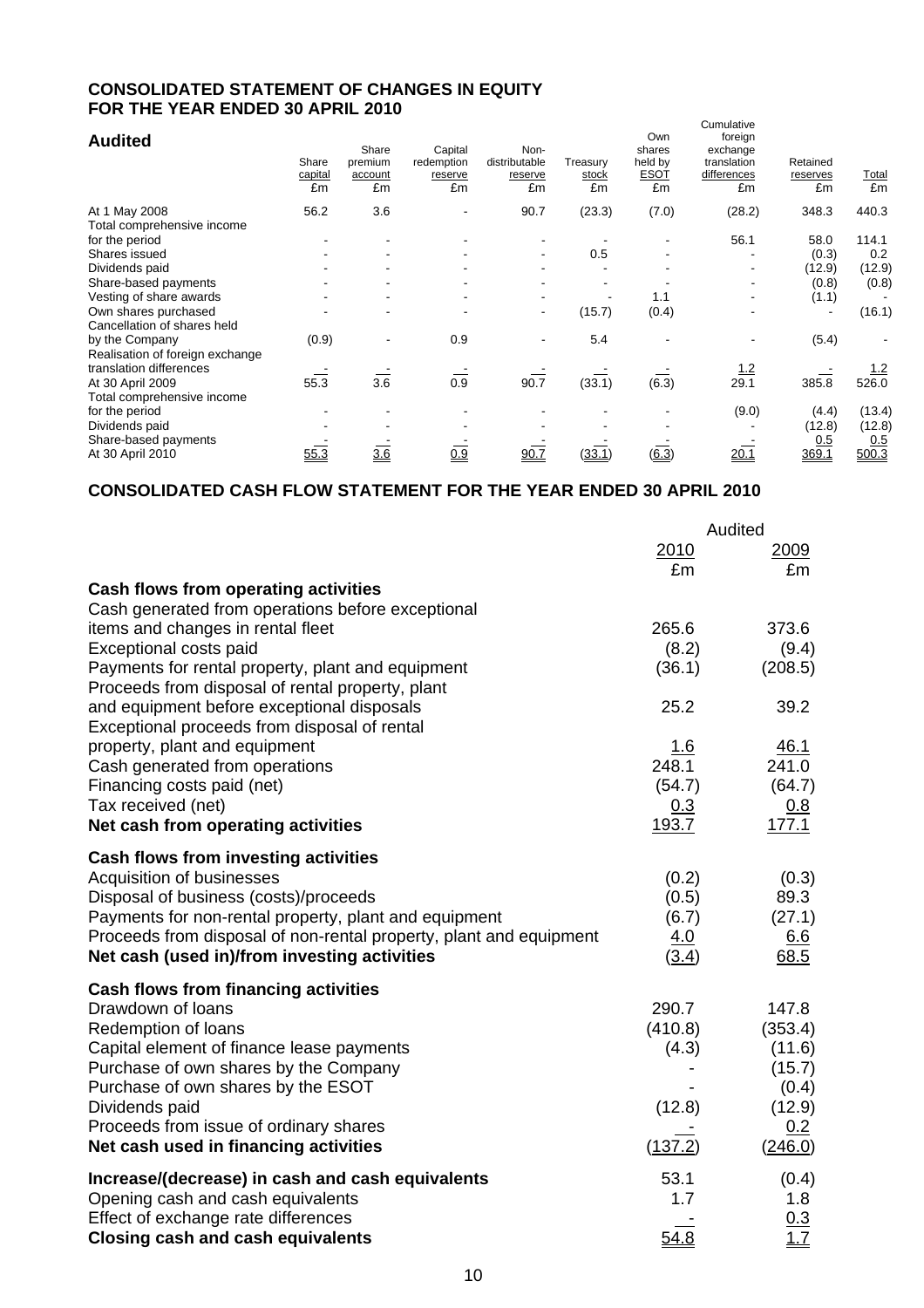## CONSOLIDATED STATEMENT OF CHANGES IN EQUITY FOR THE YEAR ENDED 30 APRIL 2010

**Audited**

| | Share capital £m | Share premium account £m | Capital redemption reserve £m | Non-distributable reserve £m | Treasury stock £m | Own shares held by ESOT £m | Cumulative foreign exchange translation differences £m | Retained reserves £m | Total £m |
|---|---|---|---|---|---|---|---|---|---|
| At 1 May 2008 | 56.2 | 3.6 | - | 90.7 | (23.3) | (7.0) | (28.2) | 348.3 | 440.3 |
| Total comprehensive income for the period | - | - | - | - | - | - | 56.1 | 58.0 | 114.1 |
| Shares issued | - | - | - | - | 0.5 | - | - | (0.3) | 0.2 |
| Dividends paid | - | - | - | - | - | - | - | (12.9) | (12.9) |
| Share-based payments | - | - | - | - | - | - | - | (0.8) | (0.8) |
| Vesting of share awards | - | - | - | - | - | 1.1 | - | (1.1) | - |
| Own shares purchased | - | - | - | - | (15.7) | (0.4) | - | - | (16.1) |
| Cancellation of shares held by the Company | (0.9) | - | 0.9 | - | 5.4 | - | - | (5.4) | - |
| Realisation of foreign exchange translation differences | - | - | - | - | - | - | 1.2 | - | 1.2 |
| At 30 April 2009 | 55.3 | 3.6 | 0.9 | 90.7 | (33.1) | (6.3) | 29.1 | 385.8 | 526.0 |
| Total comprehensive income for the period | - | - | - | - | - | - | (9.0) | (4.4) | (13.4) |
| Dividends paid | - | - | - | - | - | - | - | (12.8) | (12.8) |
| Share-based payments | - | - | - | - | - | - | - | 0.5 | 0.5 |
| At 30 April 2010 | 55.3 | 3.6 | 0.9 | 90.7 | (33.1) | (6.3) | 20.1 | 369.1 | 500.3 |

## CONSOLIDATED CASH FLOW STATEMENT FOR THE YEAR ENDED 30 APRIL 2010

| | Audited 2010 £m | Audited 2009 £m |
|---|---|---|
| **Cash flows from operating activities** | | |
| Cash generated from operations before exceptional items and changes in rental fleet | 265.6 | 373.6 |
| Exceptional costs paid | (8.2) | (9.4) |
| Payments for rental property, plant and equipment | (36.1) | (208.5) |
| Proceeds from disposal of rental property, plant and equipment before exceptional disposals | 25.2 | 39.2 |
| Exceptional proceeds from disposal of rental property, plant and equipment | 1.6 | 46.1 |
| Cash generated from operations | 248.1 | 241.0 |
| Financing costs paid (net) | (54.7) | (64.7) |
| Tax received (net) | 0.3 | 0.8 |
| **Net cash from operating activities** | 193.7 | 177.1 |
| **Cash flows from investing activities** | | |
| Acquisition of businesses | (0.2) | (0.3) |
| Disposal of business (costs)/proceeds | (0.5) | 89.3 |
| Payments for non-rental property, plant and equipment | (6.7) | (27.1) |
| Proceeds from disposal of non-rental property, plant and equipment | 4.0 | 6.6 |
| **Net cash (used in)/from investing activities** | (3.4) | 68.5 |
| **Cash flows from financing activities** | | |
| Drawdown of loans | 290.7 | 147.8 |
| Redemption of loans | (410.8) | (353.4) |
| Capital element of finance lease payments | (4.3) | (11.6) |
| Purchase of own shares by the Company | - | (15.7) |
| Purchase of own shares by the ESOT | - | (0.4) |
| Dividends paid | (12.8) | (12.9) |
| Proceeds from issue of ordinary shares | - | 0.2 |
| **Net cash used in financing activities** | (137.2) | (246.0) |
| **Increase/(decrease) in cash and cash equivalents** | 53.1 | (0.4) |
| Opening cash and cash equivalents | 1.7 | 1.8 |
| Effect of exchange rate differences | - | 0.3 |
| **Closing cash and cash equivalents** | 54.8 | 1.7 |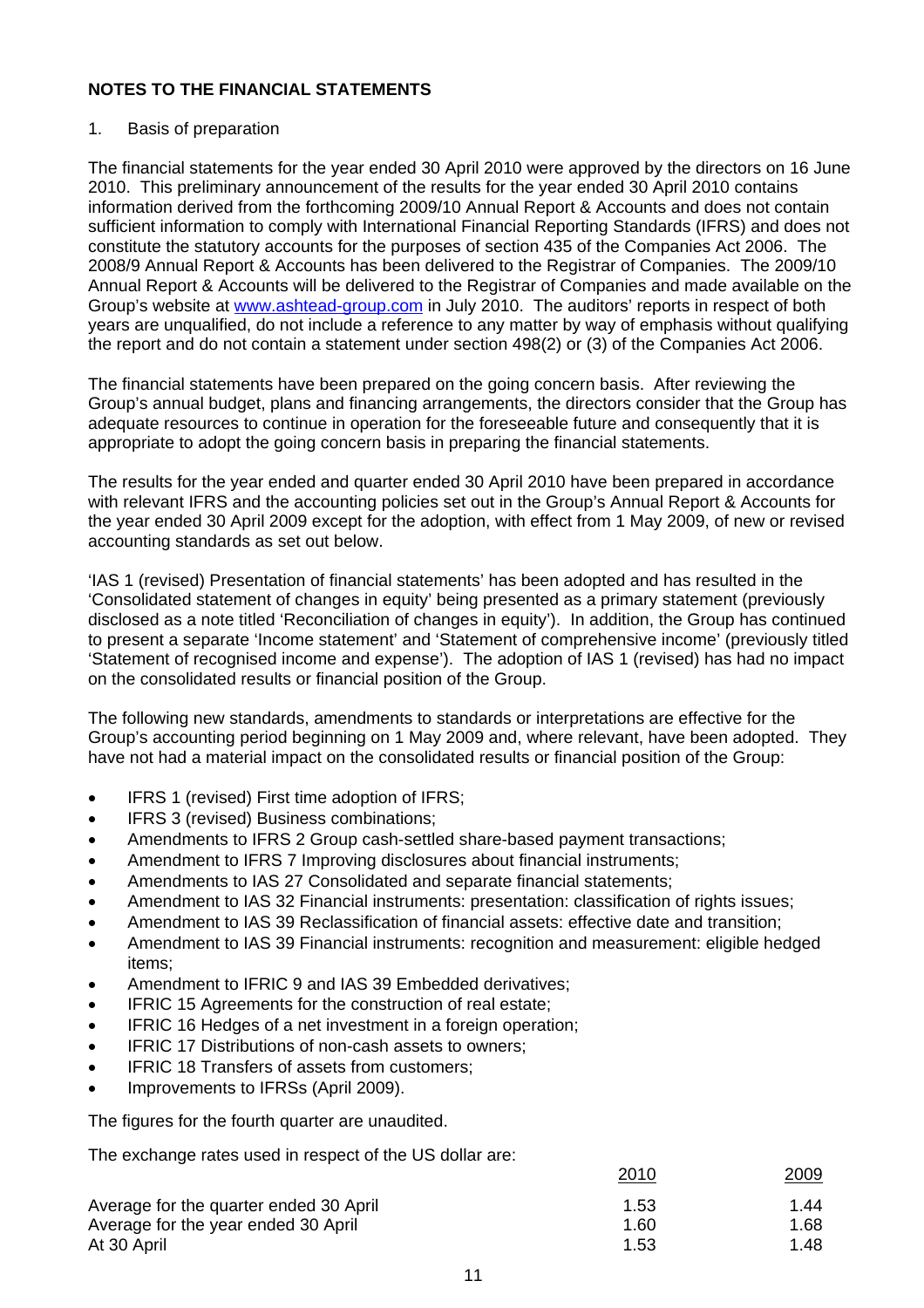## NOTES TO THE FINANCIAL STATEMENTS

1. Basis of preparation

The financial statements for the year ended 30 April 2010 were approved by the directors on 16 June 2010. This preliminary announcement of the results for the year ended 30 April 2010 contains information derived from the forthcoming 2009/10 Annual Report & Accounts and does not contain sufficient information to comply with International Financial Reporting Standards (IFRS) and does not constitute the statutory accounts for the purposes of section 435 of the Companies Act 2006. The 2008/9 Annual Report & Accounts has been delivered to the Registrar of Companies. The 2009/10 Annual Report & Accounts will be delivered to the Registrar of Companies and made available on the Group's website at www.ashtead-group.com in July 2010. The auditors' reports in respect of both years are unqualified, do not include a reference to any matter by way of emphasis without qualifying the report and do not contain a statement under section 498(2) or (3) of the Companies Act 2006.

The financial statements have been prepared on the going concern basis. After reviewing the Group's annual budget, plans and financing arrangements, the directors consider that the Group has adequate resources to continue in operation for the foreseeable future and consequently that it is appropriate to adopt the going concern basis in preparing the financial statements.

The results for the year ended and quarter ended 30 April 2010 have been prepared in accordance with relevant IFRS and the accounting policies set out in the Group's Annual Report & Accounts for the year ended 30 April 2009 except for the adoption, with effect from 1 May 2009, of new or revised accounting standards as set out below.

'IAS 1 (revised) Presentation of financial statements' has been adopted and has resulted in the 'Consolidated statement of changes in equity' being presented as a primary statement (previously disclosed as a note titled 'Reconciliation of changes in equity'). In addition, the Group has continued to present a separate 'Income statement' and 'Statement of comprehensive income' (previously titled 'Statement of recognised income and expense'). The adoption of IAS 1 (revised) has had no impact on the consolidated results or financial position of the Group.

The following new standards, amendments to standards or interpretations are effective for the Group's accounting period beginning on 1 May 2009 and, where relevant, have been adopted. They have not had a material impact on the consolidated results or financial position of the Group:

- IFRS 1 (revised) First time adoption of IFRS;
- IFRS 3 (revised) Business combinations;
- Amendments to IFRS 2 Group cash-settled share-based payment transactions;
- Amendment to IFRS 7 Improving disclosures about financial instruments;
- Amendments to IAS 27 Consolidated and separate financial statements;
- Amendment to IAS 32 Financial instruments: presentation: classification of rights issues;
- Amendment to IAS 39 Reclassification of financial assets: effective date and transition;
- Amendment to IAS 39 Financial instruments: recognition and measurement: eligible hedged items;
- Amendment to IFRIC 9 and IAS 39 Embedded derivatives;
- IFRIC 15 Agreements for the construction of real estate;
- IFRIC 16 Hedges of a net investment in a foreign operation;
- IFRIC 17 Distributions of non-cash assets to owners;
- IFRIC 18 Transfers of assets from customers;
- Improvements to IFRSs (April 2009).

The figures for the fourth quarter are unaudited.

The exchange rates used in respect of the US dollar are:

| | 2010 | 2009 |
|---|---|---|
| Average for the quarter ended 30 April | 1.53 | 1.44 |
| Average for the year ended 30 April | 1.60 | 1.68 |
| At 30 April | 1.53 | 1.48 |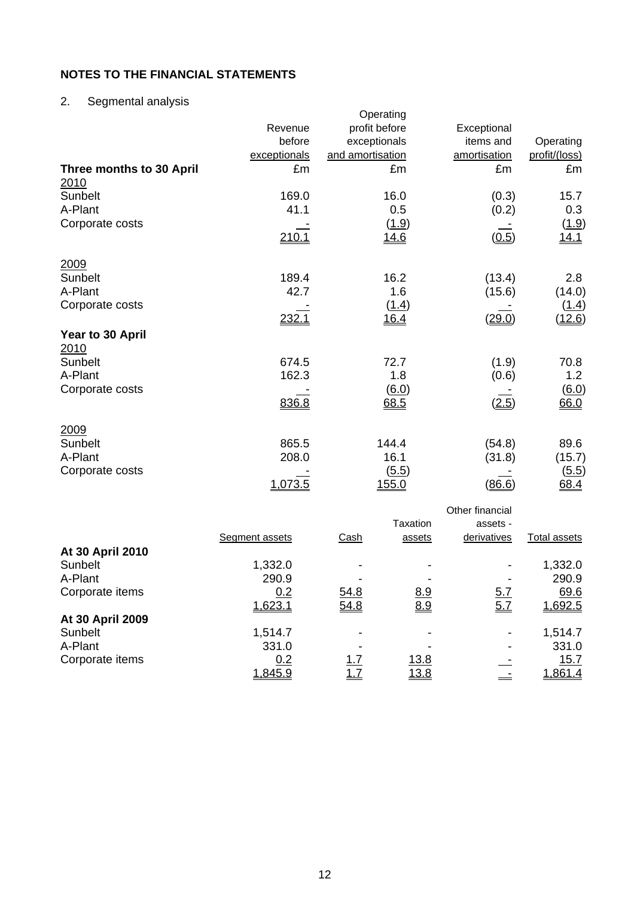# NOTES TO THE FINANCIAL STATEMENTS

## 2. Segmental analysis

| | Revenue before exceptionals | Operating profit before exceptionals and amortisation | Exceptional items and amortisation | Operating profit/(loss) |
|---|---|---|---|---|
| **Three months to 30 April** | £m | £m | £m | £m |
| 2010 | | | | |
| Sunbelt | 169.0 | 16.0 | (0.3) | 15.7 |
| A-Plant | 41.1 | 0.5 | (0.2) | 0.3 |
| Corporate costs | - | (1.9) | - | (1.9) |
| | 210.1 | 14.6 | (0.5) | 14.1 |
| 2009 | | | | |
| Sunbelt | 189.4 | 16.2 | (13.4) | 2.8 |
| A-Plant | 42.7 | 1.6 | (15.6) | (14.0) |
| Corporate costs | - | (1.4) | - | (1.4) |
| | 232.1 | 16.4 | (29.0) | (12.6) |
| **Year to 30 April** | | | | |
| 2010 | | | | |
| Sunbelt | 674.5 | 72.7 | (1.9) | 70.8 |
| A-Plant | 162.3 | 1.8 | (0.6) | 1.2 |
| Corporate costs | - | (6.0) | - | (6.0) |
| | 836.8 | 68.5 | (2.5) | 66.0 |
| 2009 | | | | |
| Sunbelt | 865.5 | 144.4 | (54.8) | 89.6 |
| A-Plant | 208.0 | 16.1 | (31.8) | (15.7) |
| Corporate costs | - | (5.5) | - | (5.5) |
| | 1,073.5 | 155.0 | (86.6) | 68.4 |

| | Segment assets | Cash | Taxation assets | Other financial assets - derivatives | Total assets |
|---|---|---|---|---|---|
| **At 30 April 2010** | | | | | |
| Sunbelt | 1,332.0 | - | - | - | 1,332.0 |
| A-Plant | 290.9 | - | - | - | 290.9 |
| Corporate items | 0.2 | 54.8 | 8.9 | 5.7 | 69.6 |
| | 1,623.1 | 54.8 | 8.9 | 5.7 | 1,692.5 |
| **At 30 April 2009** | | | | | |
| Sunbelt | 1,514.7 | - | - | - | 1,514.7 |
| A-Plant | 331.0 | - | - | - | 331.0 |
| Corporate items | 0.2 | 1.7 | 13.8 | - | 15.7 |
| | 1,845.9 | 1.7 | 13.8 | - | 1,861.4 |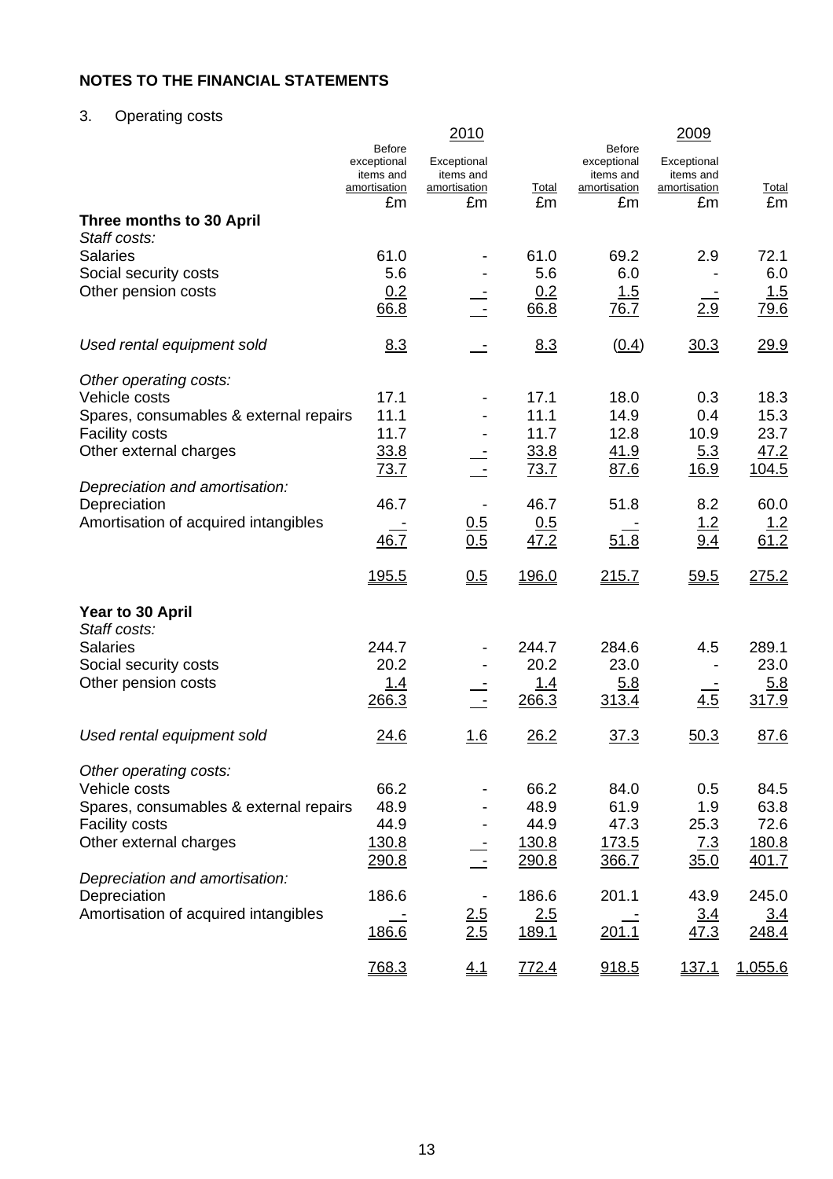## NOTES TO THE FINANCIAL STATEMENTS

3. Operating costs

| | 2010 | | | 2009 | | |
|---|---|---|---|---|---|---|
| | Before exceptional items and amortisation £m | Exceptional items and amortisation £m | Total £m | Before exceptional items and amortisation £m | Exceptional items and amortisation £m | Total £m |
| **Three months to 30 April** | | | | | | |
| *Staff costs:* | | | | | | |
| Salaries | 61.0 | - | 61.0 | 69.2 | 2.9 | 72.1 |
| Social security costs | 5.6 | - | 5.6 | 6.0 | - | 6.0 |
| Other pension costs | 0.2 | - | 0.2 | 1.5 | - | 1.5 |
| | 66.8 | - | 66.8 | 76.7 | 2.9 | 79.6 |
| *Used rental equipment sold* | 8.3 | - | 8.3 | (0.4) | 30.3 | 29.9 |
| *Other operating costs:* | | | | | | |
| Vehicle costs | 17.1 | - | 17.1 | 18.0 | 0.3 | 18.3 |
| Spares, consumables & external repairs | 11.1 | - | 11.1 | 14.9 | 0.4 | 15.3 |
| Facility costs | 11.7 | - | 11.7 | 12.8 | 10.9 | 23.7 |
| Other external charges | 33.8 | - | 33.8 | 41.9 | 5.3 | 47.2 |
| | 73.7 | - | 73.7 | 87.6 | 16.9 | 104.5 |
| *Depreciation and amortisation:* | | | | | | |
| Depreciation | 46.7 | - | 46.7 | 51.8 | 8.2 | 60.0 |
| Amortisation of acquired intangibles | - | 0.5 | 0.5 | - | 1.2 | 1.2 |
| | 46.7 | 0.5 | 47.2 | 51.8 | 9.4 | 61.2 |
| | 195.5 | 0.5 | 196.0 | 215.7 | 59.5 | 275.2 |
| **Year to 30 April** | | | | | | |
| *Staff costs:* | | | | | | |
| Salaries | 244.7 | - | 244.7 | 284.6 | 4.5 | 289.1 |
| Social security costs | 20.2 | - | 20.2 | 23.0 | - | 23.0 |
| Other pension costs | 1.4 | - | 1.4 | 5.8 | - | 5.8 |
| | 266.3 | - | 266.3 | 313.4 | 4.5 | 317.9 |
| *Used rental equipment sold* | 24.6 | 1.6 | 26.2 | 37.3 | 50.3 | 87.6 |
| *Other operating costs:* | | | | | | |
| Vehicle costs | 66.2 | - | 66.2 | 84.0 | 0.5 | 84.5 |
| Spares, consumables & external repairs | 48.9 | - | 48.9 | 61.9 | 1.9 | 63.8 |
| Facility costs | 44.9 | - | 44.9 | 47.3 | 25.3 | 72.6 |
| Other external charges | 130.8 | - | 130.8 | 173.5 | 7.3 | 180.8 |
| | 290.8 | - | 290.8 | 366.7 | 35.0 | 401.7 |
| *Depreciation and amortisation:* | | | | | | |
| Depreciation | 186.6 | - | 186.6 | 201.1 | 43.9 | 245.0 |
| Amortisation of acquired intangibles | - | 2.5 | 2.5 | - | 3.4 | 3.4 |
| | 186.6 | 2.5 | 189.1 | 201.1 | 47.3 | 248.4 |
| | 768.3 | 4.1 | 772.4 | 918.5 | 137.1 | 1,055.6 |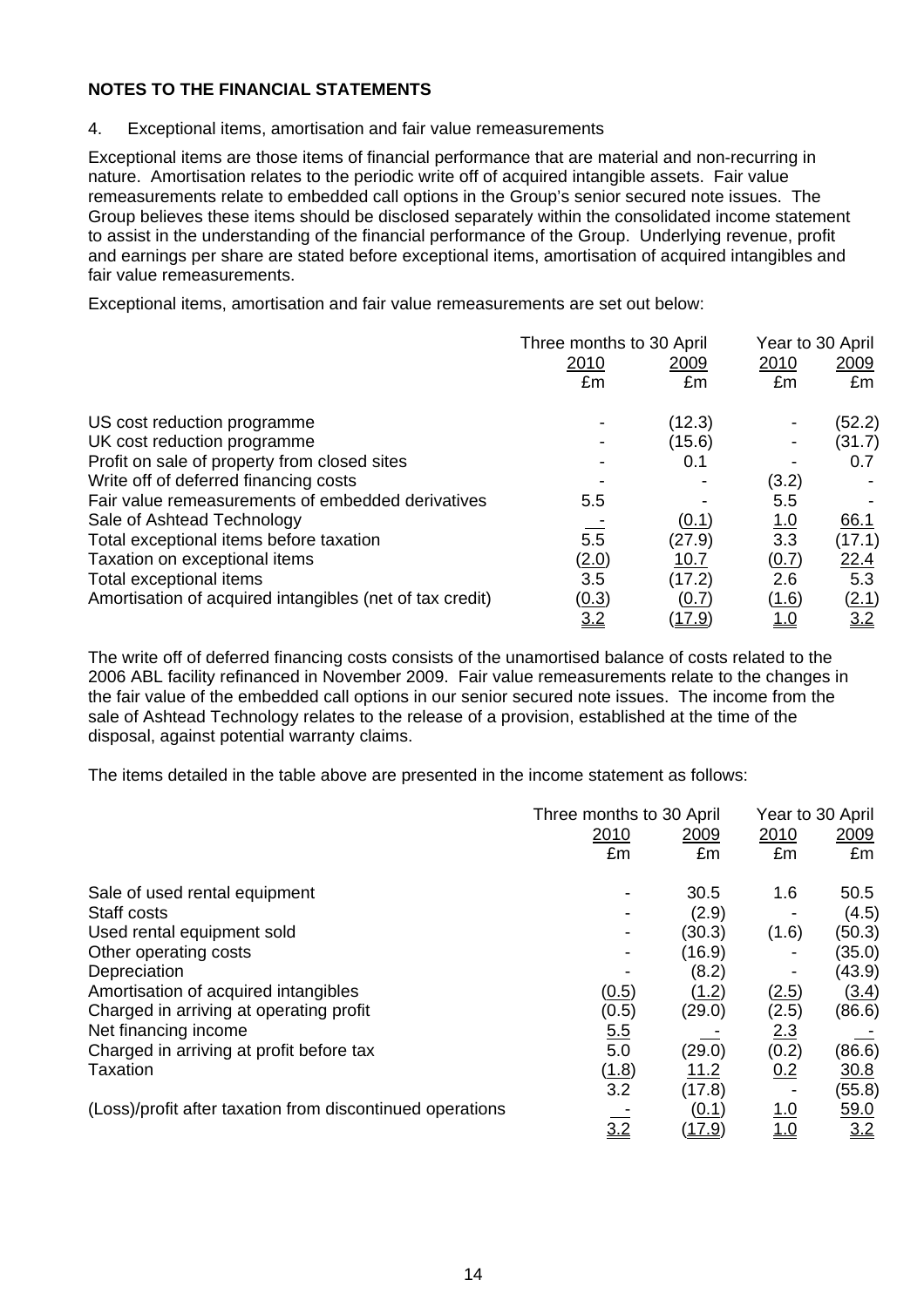## NOTES TO THE FINANCIAL STATEMENTS

4. Exceptional items, amortisation and fair value remeasurements

Exceptional items are those items of financial performance that are material and non-recurring in nature. Amortisation relates to the periodic write off of acquired intangible assets. Fair value remeasurements relate to embedded call options in the Group's senior secured note issues. The Group believes these items should be disclosed separately within the consolidated income statement to assist in the understanding of the financial performance of the Group. Underlying revenue, profit and earnings per share are stated before exceptional items, amortisation of acquired intangibles and fair value remeasurements.

Exceptional items, amortisation and fair value remeasurements are set out below:

| | Three months to 30 April | | Year to 30 April | |
|---|---|---|---|---|
| | 2010 | 2009 | 2010 | 2009 |
| | £m | £m | £m | £m |
| US cost reduction programme | - | (12.3) | - | (52.2) |
| UK cost reduction programme | - | (15.6) | - | (31.7) |
| Profit on sale of property from closed sites | - | 0.1 | - | 0.7 |
| Write off of deferred financing costs | - | - | (3.2) | - |
| Fair value remeasurements of embedded derivatives | 5.5 | - | 5.5 | - |
| Sale of Ashtead Technology | - | (0.1) | 1.0 | 66.1 |
| Total exceptional items before taxation | 5.5 | (27.9) | 3.3 | (17.1) |
| Taxation on exceptional items | (2.0) | 10.7 | (0.7) | 22.4 |
| Total exceptional items | 3.5 | (17.2) | 2.6 | 5.3 |
| Amortisation of acquired intangibles (net of tax credit) | (0.3) | (0.7) | (1.6) | (2.1) |
| | 3.2 | (17.9) | 1.0 | 3.2 |

The write off of deferred financing costs consists of the unamortised balance of costs related to the 2006 ABL facility refinanced in November 2009. Fair value remeasurements relate to the changes in the fair value of the embedded call options in our senior secured note issues. The income from the sale of Ashtead Technology relates to the release of a provision, established at the time of the disposal, against potential warranty claims.

The items detailed in the table above are presented in the income statement as follows:

| | Three months to 30 April | | Year to 30 April | |
|---|---|---|---|---|
| | 2010 | 2009 | 2010 | 2009 |
| | £m | £m | £m | £m |
| Sale of used rental equipment | - | 30.5 | 1.6 | 50.5 |
| Staff costs | - | (2.9) | - | (4.5) |
| Used rental equipment sold | - | (30.3) | (1.6) | (50.3) |
| Other operating costs | - | (16.9) | - | (35.0) |
| Depreciation | - | (8.2) | - | (43.9) |
| Amortisation of acquired intangibles | (0.5) | (1.2) | (2.5) | (3.4) |
| Charged in arriving at operating profit | (0.5) | (29.0) | (2.5) | (86.6) |
| Net financing income | 5.5 | - | 2.3 | - |
| Charged in arriving at profit before tax | 5.0 | (29.0) | (0.2) | (86.6) |
| Taxation | (1.8) | 11.2 | 0.2 | 30.8 |
| | 3.2 | (17.8) | - | (55.8) |
| (Loss)/profit after taxation from discontinued operations | - | (0.1) | 1.0 | 59.0 |
| | 3.2 | (17.9) | 1.0 | 3.2 |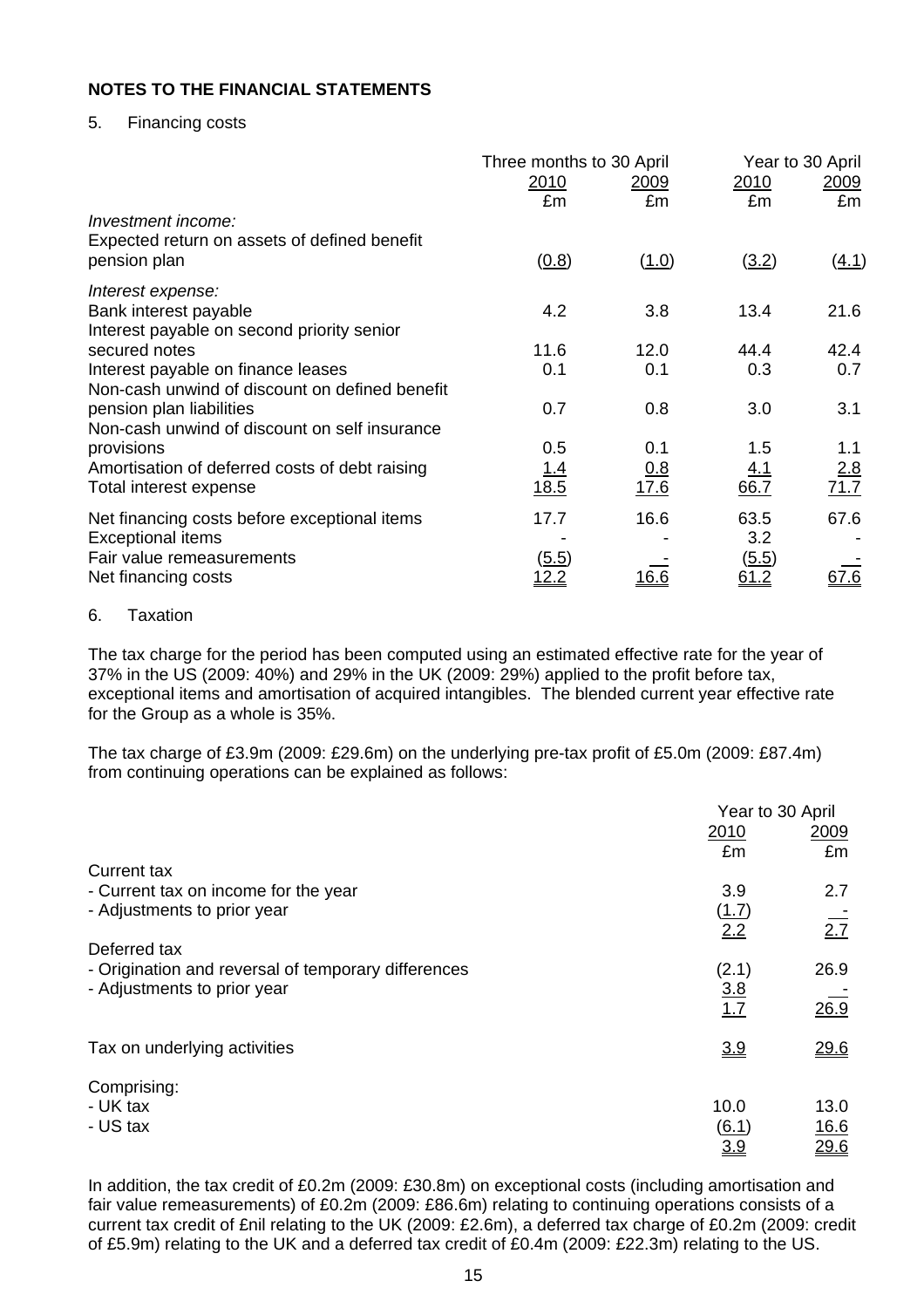## NOTES TO THE FINANCIAL STATEMENTS

### 5. Financing costs

| | Three months to 30 April | | Year to 30 April | |
|---|---|---|---|---|
| | 2010 | 2009 | 2010 | 2009 |
| | £m | £m | £m | £m |
| *Investment income:* | | | | |
| Expected return on assets of defined benefit pension plan | (0.8) | (1.0) | (3.2) | (4.1) |
| *Interest expense:* | | | | |
| Bank interest payable | 4.2 | 3.8 | 13.4 | 21.6 |
| Interest payable on second priority senior secured notes | 11.6 | 12.0 | 44.4 | 42.4 |
| Interest payable on finance leases | 0.1 | 0.1 | 0.3 | 0.7 |
| Non-cash unwind of discount on defined benefit pension plan liabilities | 0.7 | 0.8 | 3.0 | 3.1 |
| Non-cash unwind of discount on self insurance provisions | 0.5 | 0.1 | 1.5 | 1.1 |
| Amortisation of deferred costs of debt raising | 1.4 | 0.8 | 4.1 | 2.8 |
| Total interest expense | 18.5 | 17.6 | 66.7 | 71.7 |
| Net financing costs before exceptional items | 17.7 | 16.6 | 63.5 | 67.6 |
| Exceptional items | - | - | 3.2 | - |
| Fair value remeasurements | (5.5) | - | (5.5) | - |
| Net financing costs | 12.2 | 16.6 | 61.2 | 67.6 |

### 6. Taxation

The tax charge for the period has been computed using an estimated effective rate for the year of 37% in the US (2009: 40%) and 29% in the UK (2009: 29%) applied to the profit before tax, exceptional items and amortisation of acquired intangibles. The blended current year effective rate for the Group as a whole is 35%.

The tax charge of £3.9m (2009: £29.6m) on the underlying pre-tax profit of £5.0m (2009: £87.4m) from continuing operations can be explained as follows:

| | Year to 30 April | |
|---|---|---|
| | 2010 | 2009 |
| | £m | £m |
| Current tax | | |
| - Current tax on income for the year | 3.9 | 2.7 |
| - Adjustments to prior year | (1.7) | - |
| | 2.2 | 2.7 |
| Deferred tax | | |
| - Origination and reversal of temporary differences | (2.1) | 26.9 |
| - Adjustments to prior year | 3.8 | - |
| | 1.7 | 26.9 |
| Tax on underlying activities | 3.9 | 29.6 |
| Comprising: | | |
| - UK tax | 10.0 | 13.0 |
| - US tax | (6.1) | 16.6 |
| | 3.9 | 29.6 |

In addition, the tax credit of £0.2m (2009: £30.8m) on exceptional costs (including amortisation and fair value remeasurements) of £0.2m (2009: £86.6m) relating to continuing operations consists of a current tax credit of £nil relating to the UK (2009: £2.6m), a deferred tax charge of £0.2m (2009: credit of £5.9m) relating to the UK and a deferred tax credit of £0.4m (2009: £22.3m) relating to the US.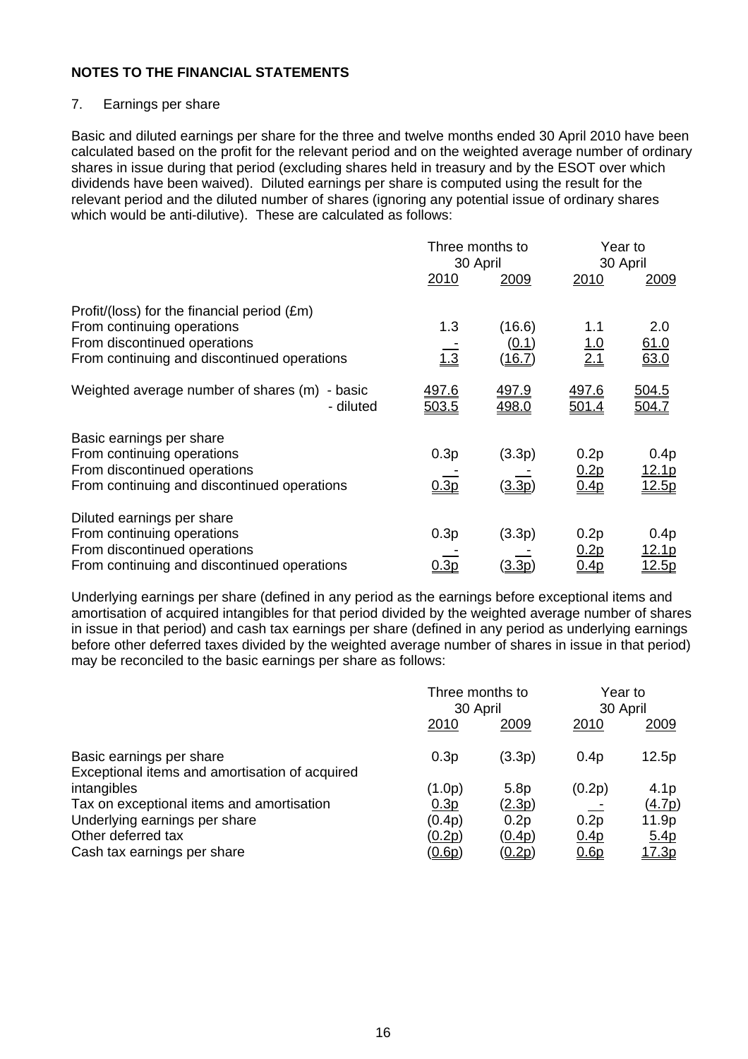## NOTES TO THE FINANCIAL STATEMENTS

7. Earnings per share

Basic and diluted earnings per share for the three and twelve months ended 30 April 2010 have been calculated based on the profit for the relevant period and on the weighted average number of ordinary shares in issue during that period (excluding shares held in treasury and by the ESOT over which dividends have been waived). Diluted earnings per share is computed using the result for the relevant period and the diluted number of shares (ignoring any potential issue of ordinary shares which would be anti-dilutive). These are calculated as follows:

| | Three months to 30 April | | Year to 30 April | |
|---|---|---|---|---|
| | 2010 | 2009 | 2010 | 2009 |
| Profit/(loss) for the financial period (£m) | | | | |
| From continuing operations | 1.3 | (16.6) | 1.1 | 2.0 |
| From discontinued operations | - | (0.1) | 1.0 | 61.0 |
| From continuing and discontinued operations | 1.3 | (16.7) | 2.1 | 63.0 |
| Weighted average number of shares (m) - basic | 497.6 | 497.9 | 497.6 | 504.5 |
| - diluted | 503.5 | 498.0 | 501.4 | 504.7 |
| Basic earnings per share | | | | |
| From continuing operations | 0.3p | (3.3p) | 0.2p | 0.4p |
| From discontinued operations | - | - | 0.2p | 12.1p |
| From continuing and discontinued operations | 0.3p | (3.3p) | 0.4p | 12.5p |
| Diluted earnings per share | | | | |
| From continuing operations | 0.3p | (3.3p) | 0.2p | 0.4p |
| From discontinued operations | - | - | 0.2p | 12.1p |
| From continuing and discontinued operations | 0.3p | (3.3p) | 0.4p | 12.5p |

Underlying earnings per share (defined in any period as the earnings before exceptional items and amortisation of acquired intangibles for that period divided by the weighted average number of shares in issue in that period) and cash tax earnings per share (defined in any period as underlying earnings before other deferred taxes divided by the weighted average number of shares in issue in that period) may be reconciled to the basic earnings per share as follows:

| | Three months to 30 April | | Year to 30 April | |
|---|---|---|---|---|
| | 2010 | 2009 | 2010 | 2009 |
| Basic earnings per share | 0.3p | (3.3p) | 0.4p | 12.5p |
| Exceptional items and amortisation of acquired intangibles | (1.0p) | 5.8p | (0.2p) | 4.1p |
| Tax on exceptional items and amortisation | 0.3p | (2.3p) | - | (4.7p) |
| Underlying earnings per share | (0.4p) | 0.2p | 0.2p | 11.9p |
| Other deferred tax | (0.2p) | (0.4p) | 0.4p | 5.4p |
| Cash tax earnings per share | (0.6p) | (0.2p) | 0.6p | 17.3p |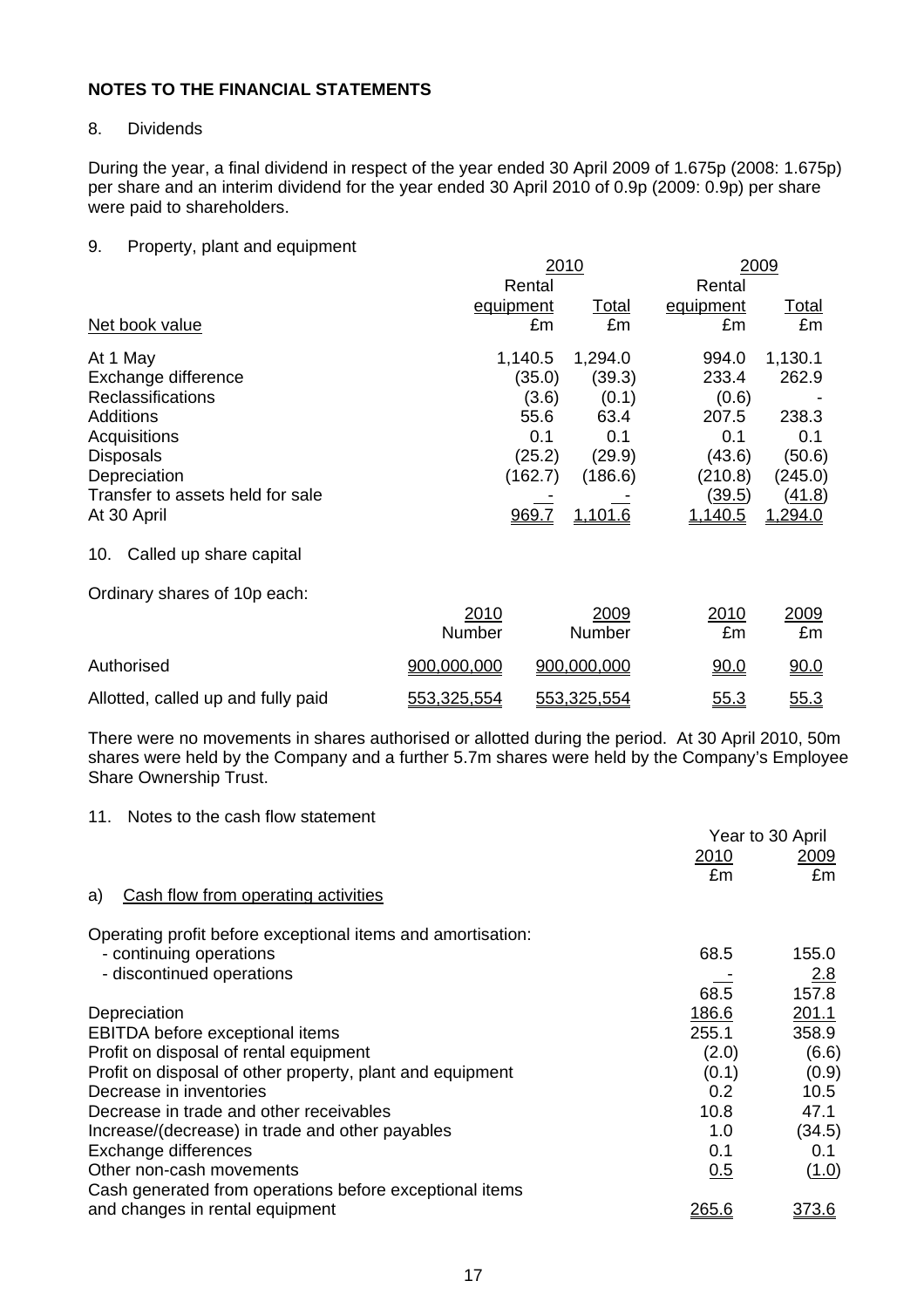## NOTES TO THE FINANCIAL STATEMENTS

8. Dividends

During the year, a final dividend in respect of the year ended 30 April 2009 of 1.675p (2008: 1.675p) per share and an interim dividend for the year ended 30 April 2010 of 0.9p (2009: 0.9p) per share were paid to shareholders.

9. Property, plant and equipment

| | 2010 | | 2009 | |
|---|---|---|---|---|
| | Rental equipment | Total | Rental equipment | Total |
| Net book value | £m | £m | £m | £m |
| At 1 May | 1,140.5 | 1,294.0 | 994.0 | 1,130.1 |
| Exchange difference | (35.0) | (39.3) | 233.4 | 262.9 |
| Reclassifications | (3.6) | (0.1) | (0.6) | - |
| Additions | 55.6 | 63.4 | 207.5 | 238.3 |
| Acquisitions | 0.1 | 0.1 | 0.1 | 0.1 |
| Disposals | (25.2) | (29.9) | (43.6) | (50.6) |
| Depreciation | (162.7) | (186.6) | (210.8) | (245.0) |
| Transfer to assets held for sale | - | - | (39.5) | (41.8) |
| At 30 April | 969.7 | 1,101.6 | 1,140.5 | 1,294.0 |

10. Called up share capital

Ordinary shares of 10p each:

| | 2010 Number | 2009 Number | 2010 £m | 2009 £m |
|---|---|---|---|---|
| Authorised | 900,000,000 | 900,000,000 | 90.0 | 90.0 |
| Allotted, called up and fully paid | 553,325,554 | 553,325,554 | 55.3 | 55.3 |

There were no movements in shares authorised or allotted during the period. At 30 April 2010, 50m shares were held by the Company and a further 5.7m shares were held by the Company's Employee Share Ownership Trust.

11. Notes to the cash flow statement

| | Year to 30 April | |
|---|---|---|
| | 2010 | 2009 |
| | £m | £m |
| a) Cash flow from operating activities | | |
| Operating profit before exceptional items and amortisation: | | |
| - continuing operations | 68.5 | 155.0 |
| - discontinued operations | - | 2.8 |
| | 68.5 | 157.8 |
| Depreciation | 186.6 | 201.1 |
| EBITDA before exceptional items | 255.1 | 358.9 |
| Profit on disposal of rental equipment | (2.0) | (6.6) |
| Profit on disposal of other property, plant and equipment | (0.1) | (0.9) |
| Decrease in inventories | 0.2 | 10.5 |
| Decrease in trade and other receivables | 10.8 | 47.1 |
| Increase/(decrease) in trade and other payables | 1.0 | (34.5) |
| Exchange differences | 0.1 | 0.1 |
| Other non-cash movements | 0.5 | (1.0) |
| Cash generated from operations before exceptional items and changes in rental equipment | 265.6 | 373.6 |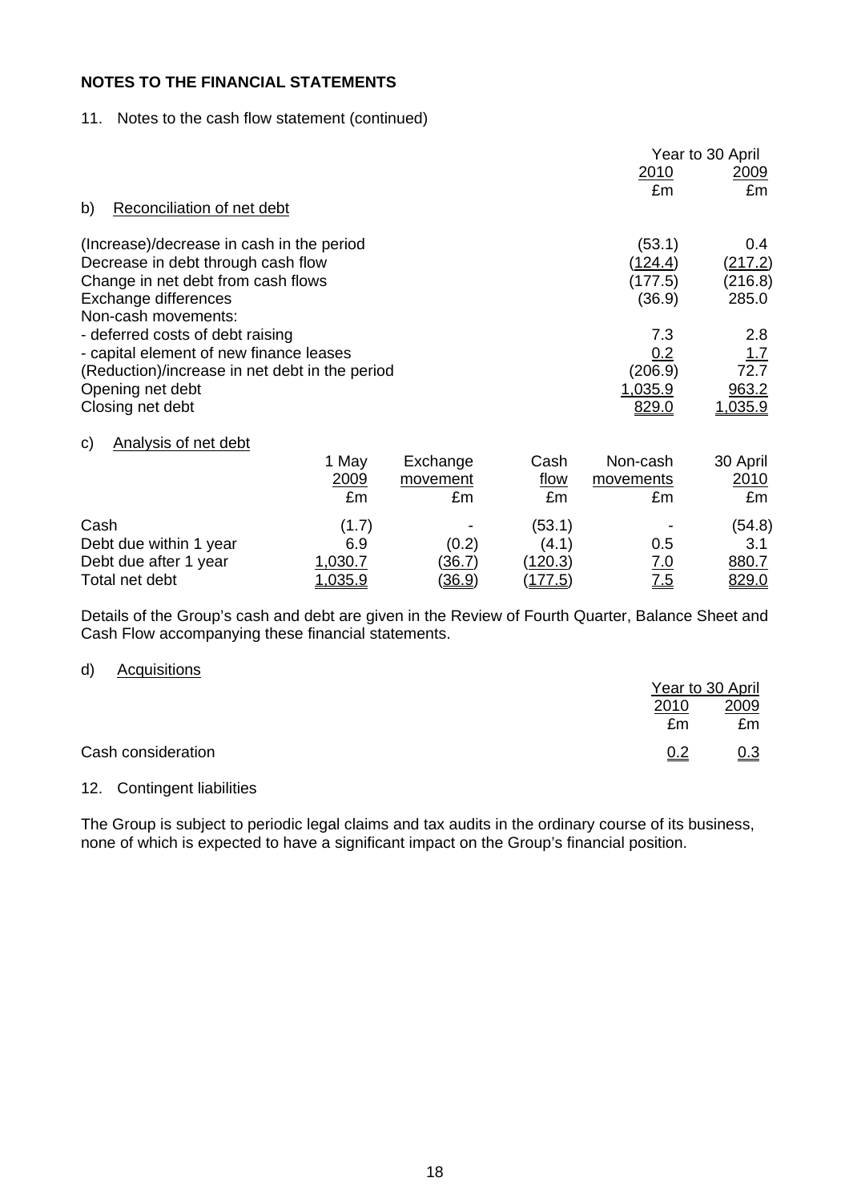**NOTES TO THE FINANCIAL STATEMENTS**

11. Notes to the cash flow statement (continued)

b) Reconciliation of net debt

| | Year to 30 April 2010 £m | Year to 30 April 2009 £m |
|---|---|---|
| (Increase)/decrease in cash in the period | (53.1) | 0.4 |
| Decrease in debt through cash flow | (124.4) | (217.2) |
| Change in net debt from cash flows | (177.5) | (216.8) |
| Exchange differences | (36.9) | 285.0 |
| Non-cash movements: | | |
| - deferred costs of debt raising | 7.3 | 2.8 |
| - capital element of new finance leases | 0.2 | 1.7 |
| (Reduction)/increase in net debt in the period | (206.9) | 72.7 |
| Opening net debt | 1,035.9 | 963.2 |
| Closing net debt | 829.0 | 1,035.9 |

c) Analysis of net debt

| | 1 May 2009 £m | Exchange movement £m | Cash flow £m | Non-cash movements £m | 30 April 2010 £m |
|---|---|---|---|---|---|
| Cash | (1.7) | - | (53.1) | - | (54.8) |
| Debt due within 1 year | 6.9 | (0.2) | (4.1) | 0.5 | 3.1 |
| Debt due after 1 year | 1,030.7 | (36.7) | (120.3) | 7.0 | 880.7 |
| Total net debt | 1,035.9 | (36.9) | (177.5) | 7.5 | 829.0 |

Details of the Group's cash and debt are given in the Review of Fourth Quarter, Balance Sheet and Cash Flow accompanying these financial statements.

d) Acquisitions

| | Year to 30 April 2010 £m | Year to 30 April 2009 £m |
|---|---|---|
| Cash consideration | 0.2 | 0.3 |

12. Contingent liabilities

The Group is subject to periodic legal claims and tax audits in the ordinary course of its business, none of which is expected to have a significant impact on the Group's financial position.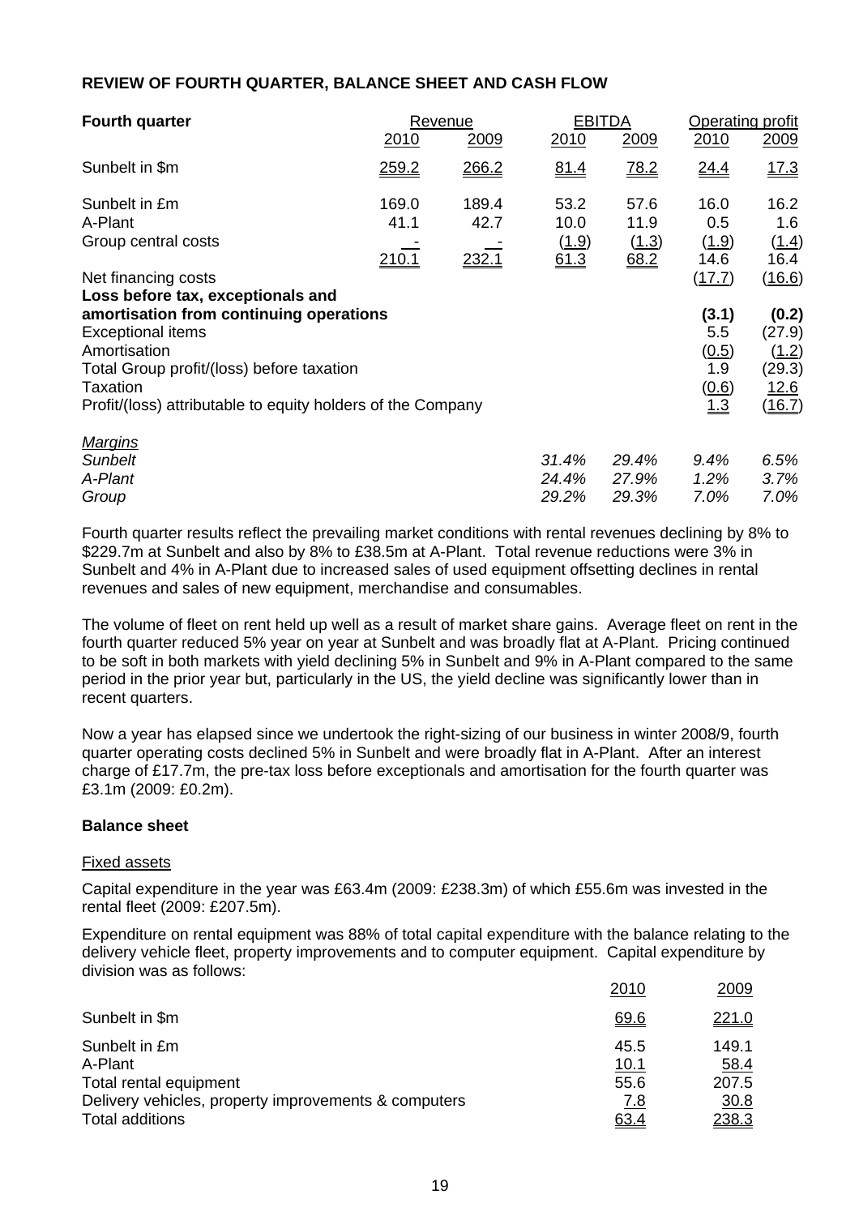## REVIEW OF FOURTH QUARTER, BALANCE SHEET AND CASH FLOW

| Fourth quarter | Revenue | | EBITDA | | Operating profit | |
|---|---|---|---|---|---|---|
| | 2010 | 2009 | 2010 | 2009 | 2010 | 2009 |
| Sunbelt in $m | 259.2 | 266.2 | 81.4 | 78.2 | 24.4 | 17.3 |
| Sunbelt in £m | 169.0 | 189.4 | 53.2 | 57.6 | 16.0 | 16.2 |
| A-Plant | 41.1 | 42.7 | 10.0 | 11.9 | 0.5 | 1.6 |
| Group central costs | - | - | (1.9) | (1.3) | (1.9) | (1.4) |
| | 210.1 | 232.1 | 61.3 | 68.2 | 14.6 | 16.4 |
| Net financing costs | | | | | (17.7) | (16.6) |
| **Loss before tax, exceptionals and amortisation from continuing operations** | | | | | **(3.1)** | **(0.2)** |
| Exceptional items | | | | | 5.5 | (27.9) |
| Amortisation | | | | | (0.5) | (1.2) |
| Total Group profit/(loss) before taxation | | | | | 1.9 | (29.3) |
| Taxation | | | | | (0.6) | 12.6 |
| Profit/(loss) attributable to equity holders of the Company | | | | | 1.3 | (16.7) |
| *Margins* | | | | | | |
| *Sunbelt* | | | *31.4%* | *29.4%* | *9.4%* | *6.5%* |
| *A-Plant* | | | *24.4%* | *27.9%* | *1.2%* | *3.7%* |
| *Group* | | | *29.2%* | *29.3%* | *7.0%* | *7.0%* |

Fourth quarter results reflect the prevailing market conditions with rental revenues declining by 8% to $229.7m at Sunbelt and also by 8% to £38.5m at A-Plant. Total revenue reductions were 3% in Sunbelt and 4% in A-Plant due to increased sales of used equipment offsetting declines in rental revenues and sales of new equipment, merchandise and consumables.

The volume of fleet on rent held up well as a result of market share gains. Average fleet on rent in the fourth quarter reduced 5% year on year at Sunbelt and was broadly flat at A-Plant. Pricing continued to be soft in both markets with yield declining 5% in Sunbelt and 9% in A-Plant compared to the same period in the prior year but, particularly in the US, the yield decline was significantly lower than in recent quarters.

Now a year has elapsed since we undertook the right-sizing of our business in winter 2008/9, fourth quarter operating costs declined 5% in Sunbelt and were broadly flat in A-Plant. After an interest charge of £17.7m, the pre-tax loss before exceptionals and amortisation for the fourth quarter was £3.1m (2009: £0.2m).

### Balance sheet

Fixed assets

Capital expenditure in the year was £63.4m (2009: £238.3m) of which £55.6m was invested in the rental fleet (2009: £207.5m).

Expenditure on rental equipment was 88% of total capital expenditure with the balance relating to the delivery vehicle fleet, property improvements and to computer equipment. Capital expenditure by division was as follows:

| | 2010 | 2009 |
|---|---|---|
| Sunbelt in $m | 69.6 | 221.0 |
| Sunbelt in £m | 45.5 | 149.1 |
| A-Plant | 10.1 | 58.4 |
| Total rental equipment | 55.6 | 207.5 |
| Delivery vehicles, property improvements & computers | 7.8 | 30.8 |
| Total additions | 63.4 | 238.3 |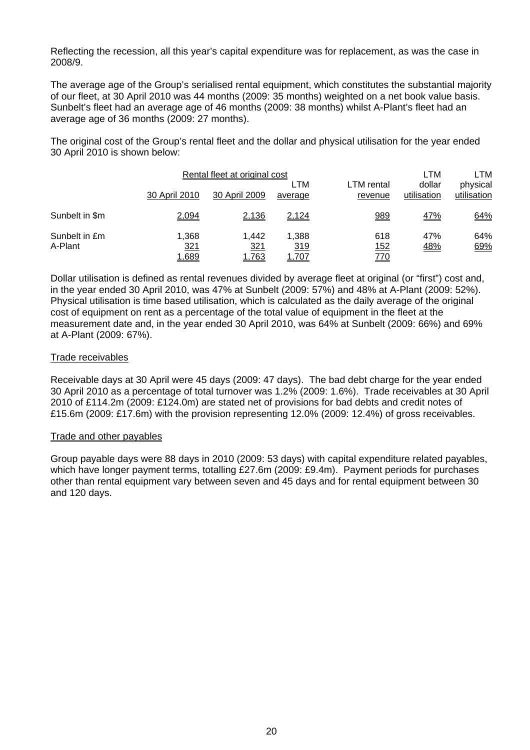Reflecting the recession, all this year's capital expenditure was for replacement, as was the case in 2008/9.

The average age of the Group's serialised rental equipment, which constitutes the substantial majority of our fleet, at 30 April 2010 was 44 months (2009: 35 months) weighted on a net book value basis. Sunbelt's fleet had an average age of 46 months (2009: 38 months) whilst A-Plant's fleet had an average age of 36 months (2009: 27 months).

The original cost of the Group's rental fleet and the dollar and physical utilisation for the year ended 30 April 2010 is shown below:

| | Rental fleet at original cost | | | | LTM | LTM |
|---|---|---|---|---|---|---|
| | 30 April 2010 | 30 April 2009 | LTM average | LTM rental revenue | dollar utilisation | physical utilisation |
| Sunbelt in $m | 2,094 | 2,136 | 2,124 | 989 | 47% | 64% |
| Sunbelt in £m | 1,368 | 1,442 | 1,388 | 618 | 47% | 64% |
| A-Plant | 321 | 321 | 319 | 152 | 48% | 69% |
| | 1,689 | 1,763 | 1,707 | 770 | | |

Dollar utilisation is defined as rental revenues divided by average fleet at original (or "first") cost and, in the year ended 30 April 2010, was 47% at Sunbelt (2009: 57%) and 48% at A-Plant (2009: 52%). Physical utilisation is time based utilisation, which is calculated as the daily average of the original cost of equipment on rent as a percentage of the total value of equipment in the fleet at the measurement date and, in the year ended 30 April 2010, was 64% at Sunbelt (2009: 66%) and 69% at A-Plant (2009: 67%).

## Trade receivables

Receivable days at 30 April were 45 days (2009: 47 days). The bad debt charge for the year ended 30 April 2010 as a percentage of total turnover was 1.2% (2009: 1.6%). Trade receivables at 30 April 2010 of £114.2m (2009: £124.0m) are stated net of provisions for bad debts and credit notes of £15.6m (2009: £17.6m) with the provision representing 12.0% (2009: 12.4%) of gross receivables.

## Trade and other payables

Group payable days were 88 days in 2010 (2009: 53 days) with capital expenditure related payables, which have longer payment terms, totalling £27.6m (2009: £9.4m). Payment periods for purchases other than rental equipment vary between seven and 45 days and for rental equipment between 30 and 120 days.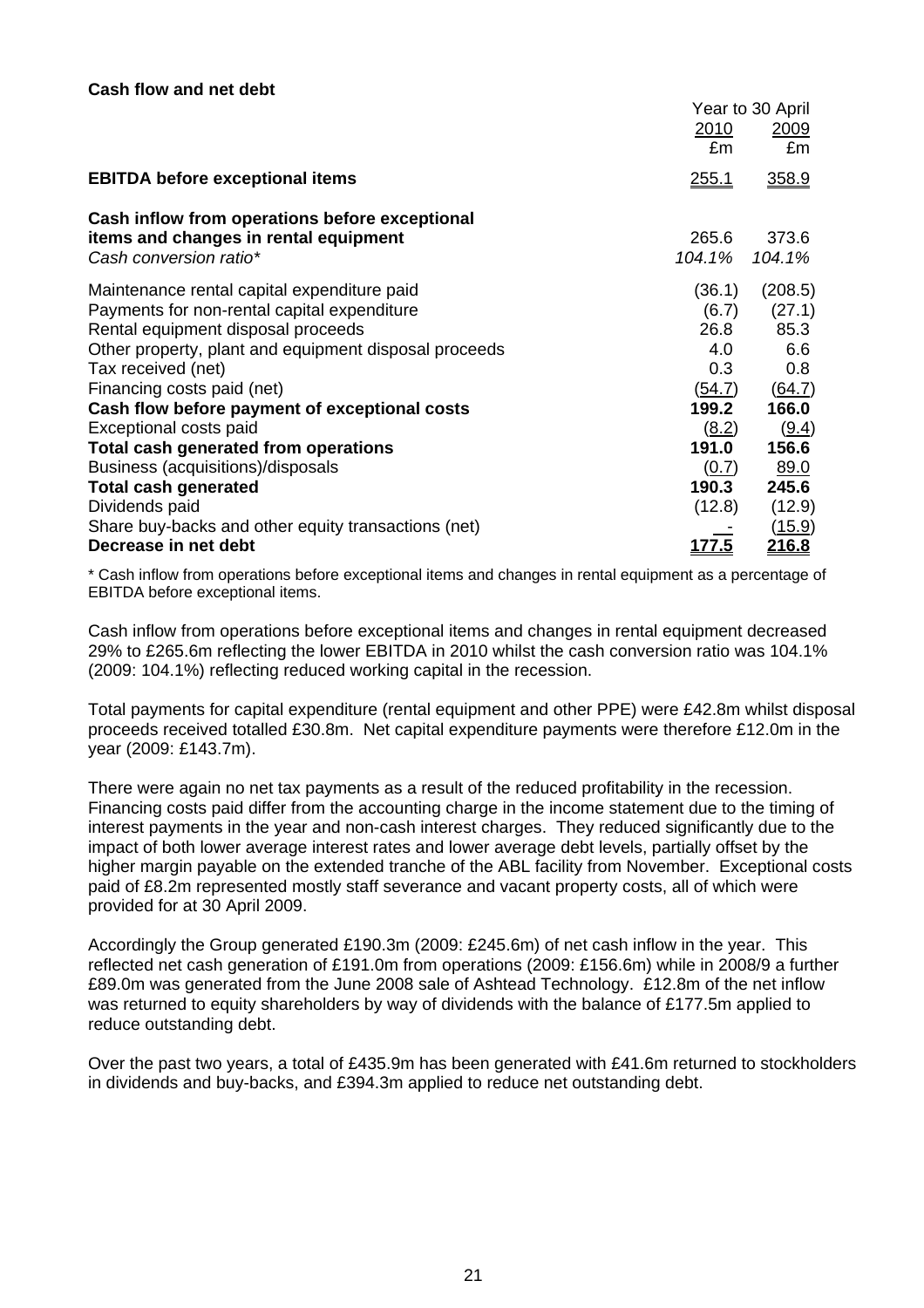**Cash flow and net debt**

| | Year to 30 April | |
|---|---|---|
| | 2010 | 2009 |
| | £m | £m |
| **EBITDA before exceptional items** | 255.1 | 358.9 |
| **Cash inflow from operations before exceptional items and changes in rental equipment** | 265.6 | 373.6 |
| *Cash conversion ratio** | *104.1%* | *104.1%* |
| Maintenance rental capital expenditure paid | (36.1) | (208.5) |
| Payments for non-rental capital expenditure | (6.7) | (27.1) |
| Rental equipment disposal proceeds | 26.8 | 85.3 |
| Other property, plant and equipment disposal proceeds | 4.0 | 6.6 |
| Tax received (net) | 0.3 | 0.8 |
| Financing costs paid (net) | (54.7) | (64.7) |
| **Cash flow before payment of exceptional costs** | **199.2** | **166.0** |
| Exceptional costs paid | (8.2) | (9.4) |
| **Total cash generated from operations** | **191.0** | **156.6** |
| Business (acquisitions)/disposals | (0.7) | 89.0 |
| **Total cash generated** | **190.3** | **245.6** |
| Dividends paid | (12.8) | (12.9) |
| Share buy-backs and other equity transactions (net) | - | (15.9) |
| **Decrease in net debt** | **177.5** | **216.8** |

\* Cash inflow from operations before exceptional items and changes in rental equipment as a percentage of EBITDA before exceptional items.

Cash inflow from operations before exceptional items and changes in rental equipment decreased 29% to £265.6m reflecting the lower EBITDA in 2010 whilst the cash conversion ratio was 104.1% (2009: 104.1%) reflecting reduced working capital in the recession.

Total payments for capital expenditure (rental equipment and other PPE) were £42.8m whilst disposal proceeds received totalled £30.8m. Net capital expenditure payments were therefore £12.0m in the year (2009: £143.7m).

There were again no net tax payments as a result of the reduced profitability in the recession. Financing costs paid differ from the accounting charge in the income statement due to the timing of interest payments in the year and non-cash interest charges. They reduced significantly due to the impact of both lower average interest rates and lower average debt levels, partially offset by the higher margin payable on the extended tranche of the ABL facility from November. Exceptional costs paid of £8.2m represented mostly staff severance and vacant property costs, all of which were provided for at 30 April 2009.

Accordingly the Group generated £190.3m (2009: £245.6m) of net cash inflow in the year. This reflected net cash generation of £191.0m from operations (2009: £156.6m) while in 2008/9 a further £89.0m was generated from the June 2008 sale of Ashtead Technology. £12.8m of the net inflow was returned to equity shareholders by way of dividends with the balance of £177.5m applied to reduce outstanding debt.

Over the past two years, a total of £435.9m has been generated with £41.6m returned to stockholders in dividends and buy-backs, and £394.3m applied to reduce net outstanding debt.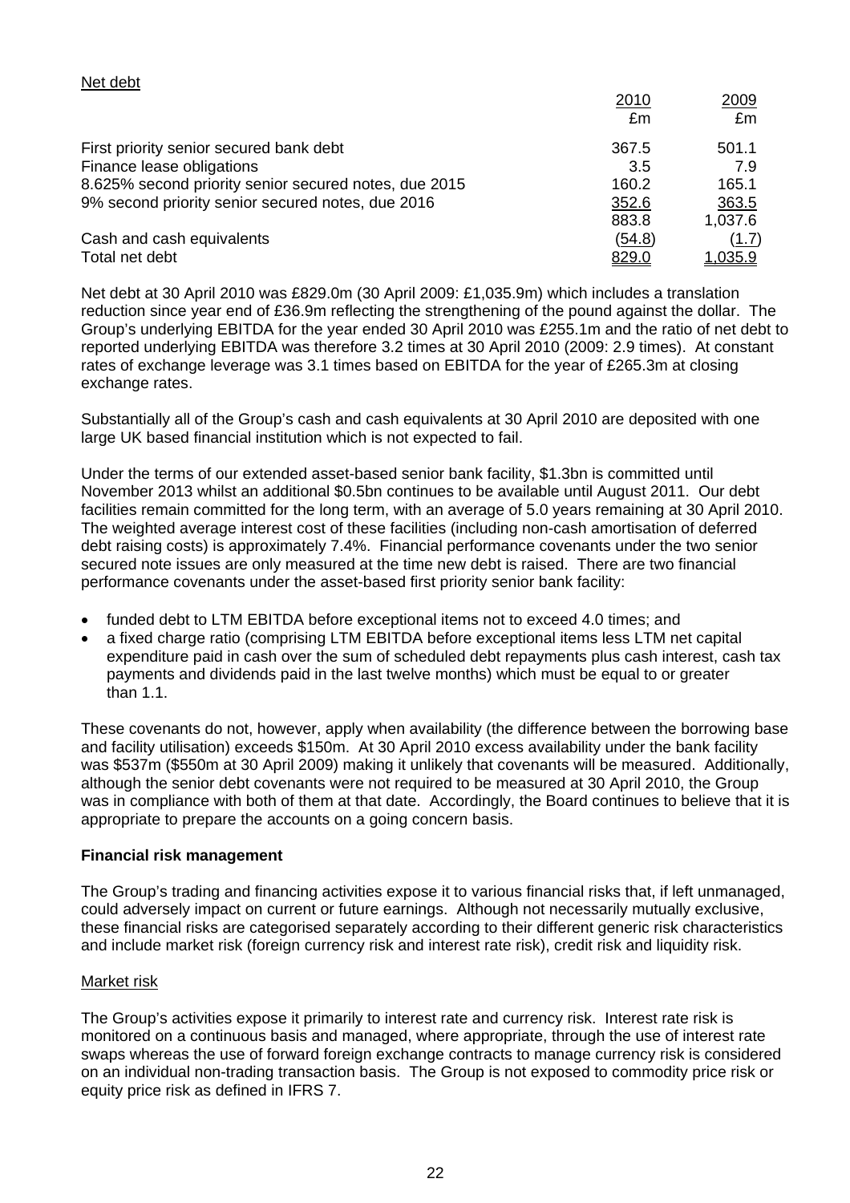Net debt

| | 2010 | 2009 |
|---|---|---|
| | £m | £m |
| First priority senior secured bank debt | 367.5 | 501.1 |
| Finance lease obligations | 3.5 | 7.9 |
| 8.625% second priority senior secured notes, due 2015 | 160.2 | 165.1 |
| 9% second priority senior secured notes, due 2016 | 352.6 | 363.5 |
| | 883.8 | 1,037.6 |
| Cash and cash equivalents | (54.8) | (1.7) |
| Total net debt | 829.0 | 1,035.9 |

Net debt at 30 April 2010 was £829.0m (30 April 2009: £1,035.9m) which includes a translation reduction since year end of £36.9m reflecting the strengthening of the pound against the dollar. The Group's underlying EBITDA for the year ended 30 April 2010 was £255.1m and the ratio of net debt to reported underlying EBITDA was therefore 3.2 times at 30 April 2010 (2009: 2.9 times). At constant rates of exchange leverage was 3.1 times based on EBITDA for the year of £265.3m at closing exchange rates.

Substantially all of the Group's cash and cash equivalents at 30 April 2010 are deposited with one large UK based financial institution which is not expected to fail.

Under the terms of our extended asset-based senior bank facility, $1.3bn is committed until November 2013 whilst an additional $0.5bn continues to be available until August 2011. Our debt facilities remain committed for the long term, with an average of 5.0 years remaining at 30 April 2010. The weighted average interest cost of these facilities (including non-cash amortisation of deferred debt raising costs) is approximately 7.4%. Financial performance covenants under the two senior secured note issues are only measured at the time new debt is raised. There are two financial performance covenants under the asset-based first priority senior bank facility:

- funded debt to LTM EBITDA before exceptional items not to exceed 4.0 times; and
- a fixed charge ratio (comprising LTM EBITDA before exceptional items less LTM net capital expenditure paid in cash over the sum of scheduled debt repayments plus cash interest, cash tax payments and dividends paid in the last twelve months) which must be equal to or greater than 1.1.

These covenants do not, however, apply when availability (the difference between the borrowing base and facility utilisation) exceeds $150m. At 30 April 2010 excess availability under the bank facility was $537m ($550m at 30 April 2009) making it unlikely that covenants will be measured. Additionally, although the senior debt covenants were not required to be measured at 30 April 2010, the Group was in compliance with both of them at that date. Accordingly, the Board continues to believe that it is appropriate to prepare the accounts on a going concern basis.

**Financial risk management**

The Group's trading and financing activities expose it to various financial risks that, if left unmanaged, could adversely impact on current or future earnings. Although not necessarily mutually exclusive, these financial risks are categorised separately according to their different generic risk characteristics and include market risk (foreign currency risk and interest rate risk), credit risk and liquidity risk.

Market risk

The Group's activities expose it primarily to interest rate and currency risk. Interest rate risk is monitored on a continuous basis and managed, where appropriate, through the use of interest rate swaps whereas the use of forward foreign exchange contracts to manage currency risk is considered on an individual non-trading transaction basis. The Group is not exposed to commodity price risk or equity price risk as defined in IFRS 7.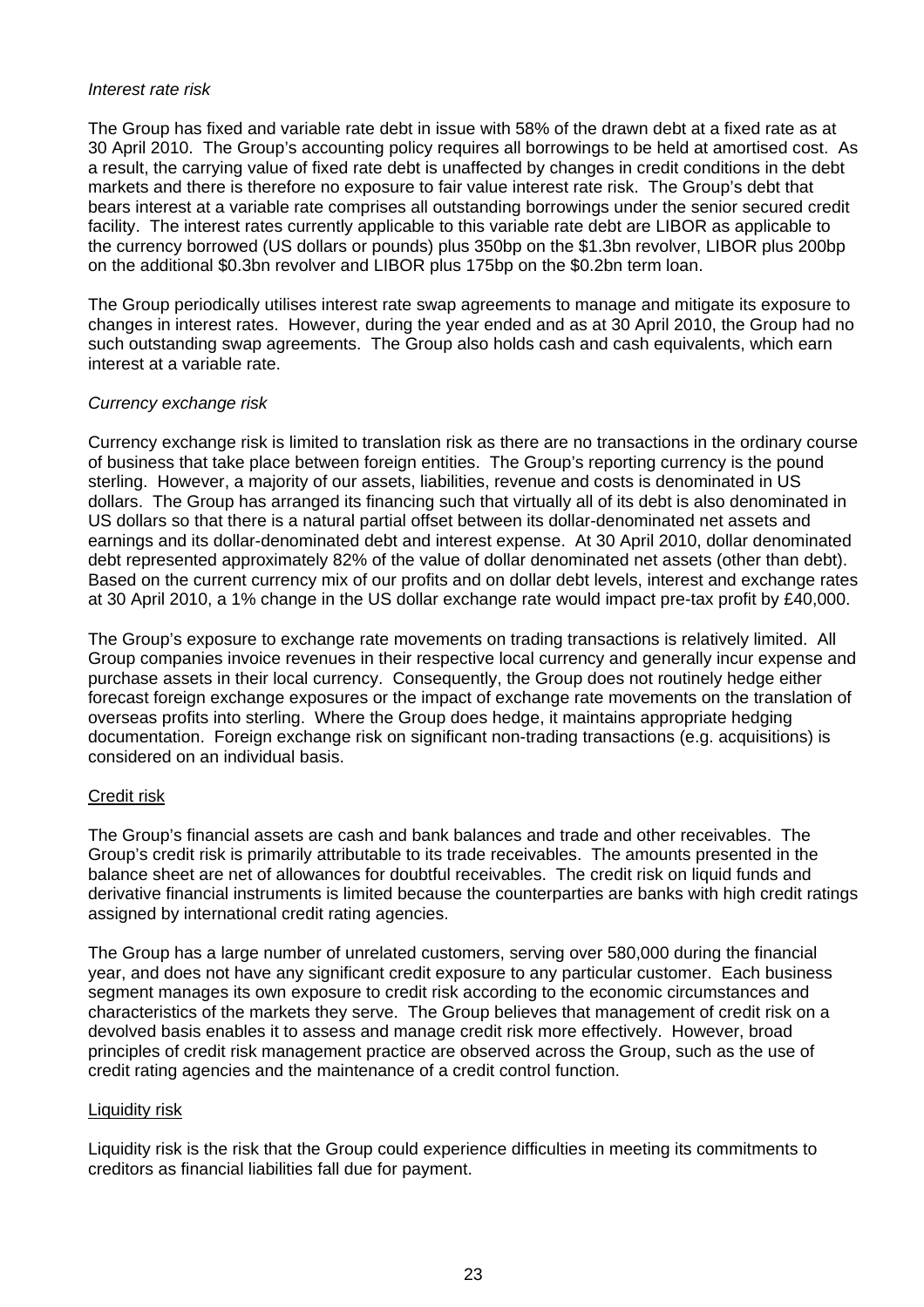*Interest rate risk*

The Group has fixed and variable rate debt in issue with 58% of the drawn debt at a fixed rate as at 30 April 2010. The Group's accounting policy requires all borrowings to be held at amortised cost. As a result, the carrying value of fixed rate debt is unaffected by changes in credit conditions in the debt markets and there is therefore no exposure to fair value interest rate risk. The Group's debt that bears interest at a variable rate comprises all outstanding borrowings under the senior secured credit facility. The interest rates currently applicable to this variable rate debt are LIBOR as applicable to the currency borrowed (US dollars or pounds) plus 350bp on the $1.3bn revolver, LIBOR plus 200bp on the additional $0.3bn revolver and LIBOR plus 175bp on the $0.2bn term loan.

The Group periodically utilises interest rate swap agreements to manage and mitigate its exposure to changes in interest rates. However, during the year ended and as at 30 April 2010, the Group had no such outstanding swap agreements. The Group also holds cash and cash equivalents, which earn interest at a variable rate.

*Currency exchange risk*

Currency exchange risk is limited to translation risk as there are no transactions in the ordinary course of business that take place between foreign entities. The Group's reporting currency is the pound sterling. However, a majority of our assets, liabilities, revenue and costs is denominated in US dollars. The Group has arranged its financing such that virtually all of its debt is also denominated in US dollars so that there is a natural partial offset between its dollar-denominated net assets and earnings and its dollar-denominated debt and interest expense. At 30 April 2010, dollar denominated debt represented approximately 82% of the value of dollar denominated net assets (other than debt). Based on the current currency mix of our profits and on dollar debt levels, interest and exchange rates at 30 April 2010, a 1% change in the US dollar exchange rate would impact pre-tax profit by £40,000.

The Group's exposure to exchange rate movements on trading transactions is relatively limited. All Group companies invoice revenues in their respective local currency and generally incur expense and purchase assets in their local currency. Consequently, the Group does not routinely hedge either forecast foreign exchange exposures or the impact of exchange rate movements on the translation of overseas profits into sterling. Where the Group does hedge, it maintains appropriate hedging documentation. Foreign exchange risk on significant non-trading transactions (e.g. acquisitions) is considered on an individual basis.

Credit risk

The Group's financial assets are cash and bank balances and trade and other receivables. The Group's credit risk is primarily attributable to its trade receivables. The amounts presented in the balance sheet are net of allowances for doubtful receivables. The credit risk on liquid funds and derivative financial instruments is limited because the counterparties are banks with high credit ratings assigned by international credit rating agencies.

The Group has a large number of unrelated customers, serving over 580,000 during the financial year, and does not have any significant credit exposure to any particular customer. Each business segment manages its own exposure to credit risk according to the economic circumstances and characteristics of the markets they serve. The Group believes that management of credit risk on a devolved basis enables it to assess and manage credit risk more effectively. However, broad principles of credit risk management practice are observed across the Group, such as the use of credit rating agencies and the maintenance of a credit control function.

Liquidity risk

Liquidity risk is the risk that the Group could experience difficulties in meeting its commitments to creditors as financial liabilities fall due for payment.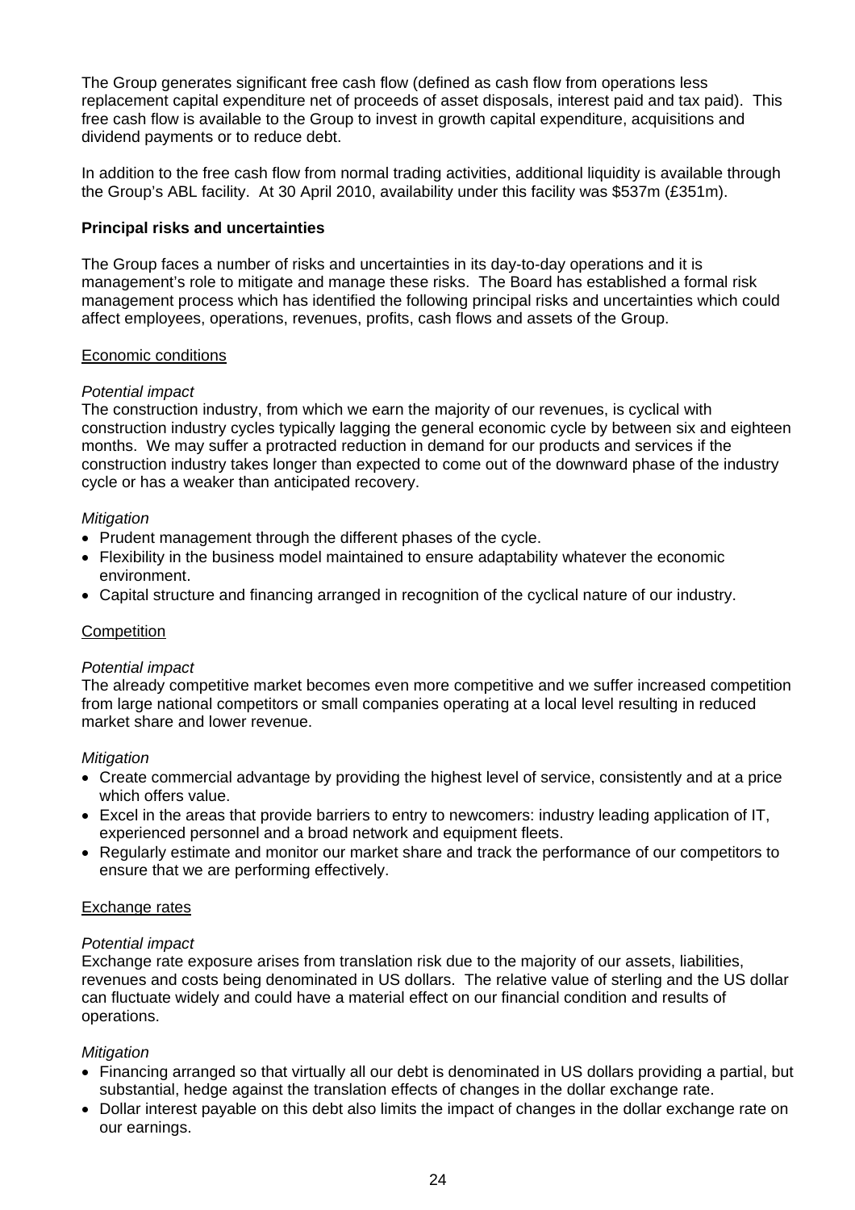The Group generates significant free cash flow (defined as cash flow from operations less replacement capital expenditure net of proceeds of asset disposals, interest paid and tax paid). This free cash flow is available to the Group to invest in growth capital expenditure, acquisitions and dividend payments or to reduce debt.

In addition to the free cash flow from normal trading activities, additional liquidity is available through the Group's ABL facility. At 30 April 2010, availability under this facility was $537m (£351m).

**Principal risks and uncertainties**

The Group faces a number of risks and uncertainties in its day-to-day operations and it is management's role to mitigate and manage these risks. The Board has established a formal risk management process which has identified the following principal risks and uncertainties which could affect employees, operations, revenues, profits, cash flows and assets of the Group.

Economic conditions

*Potential impact*

The construction industry, from which we earn the majority of our revenues, is cyclical with construction industry cycles typically lagging the general economic cycle by between six and eighteen months. We may suffer a protracted reduction in demand for our products and services if the construction industry takes longer than expected to come out of the downward phase of the industry cycle or has a weaker than anticipated recovery.

*Mitigation*

- Prudent management through the different phases of the cycle.
- Flexibility in the business model maintained to ensure adaptability whatever the economic environment.
- Capital structure and financing arranged in recognition of the cyclical nature of our industry.

Competition

*Potential impact*

The already competitive market becomes even more competitive and we suffer increased competition from large national competitors or small companies operating at a local level resulting in reduced market share and lower revenue.

*Mitigation*

- Create commercial advantage by providing the highest level of service, consistently and at a price which offers value.
- Excel in the areas that provide barriers to entry to newcomers: industry leading application of IT, experienced personnel and a broad network and equipment fleets.
- Regularly estimate and monitor our market share and track the performance of our competitors to ensure that we are performing effectively.

Exchange rates

*Potential impact*

Exchange rate exposure arises from translation risk due to the majority of our assets, liabilities, revenues and costs being denominated in US dollars. The relative value of sterling and the US dollar can fluctuate widely and could have a material effect on our financial condition and results of operations.

*Mitigation*

- Financing arranged so that virtually all our debt is denominated in US dollars providing a partial, but substantial, hedge against the translation effects of changes in the dollar exchange rate.
- Dollar interest payable on this debt also limits the impact of changes in the dollar exchange rate on our earnings.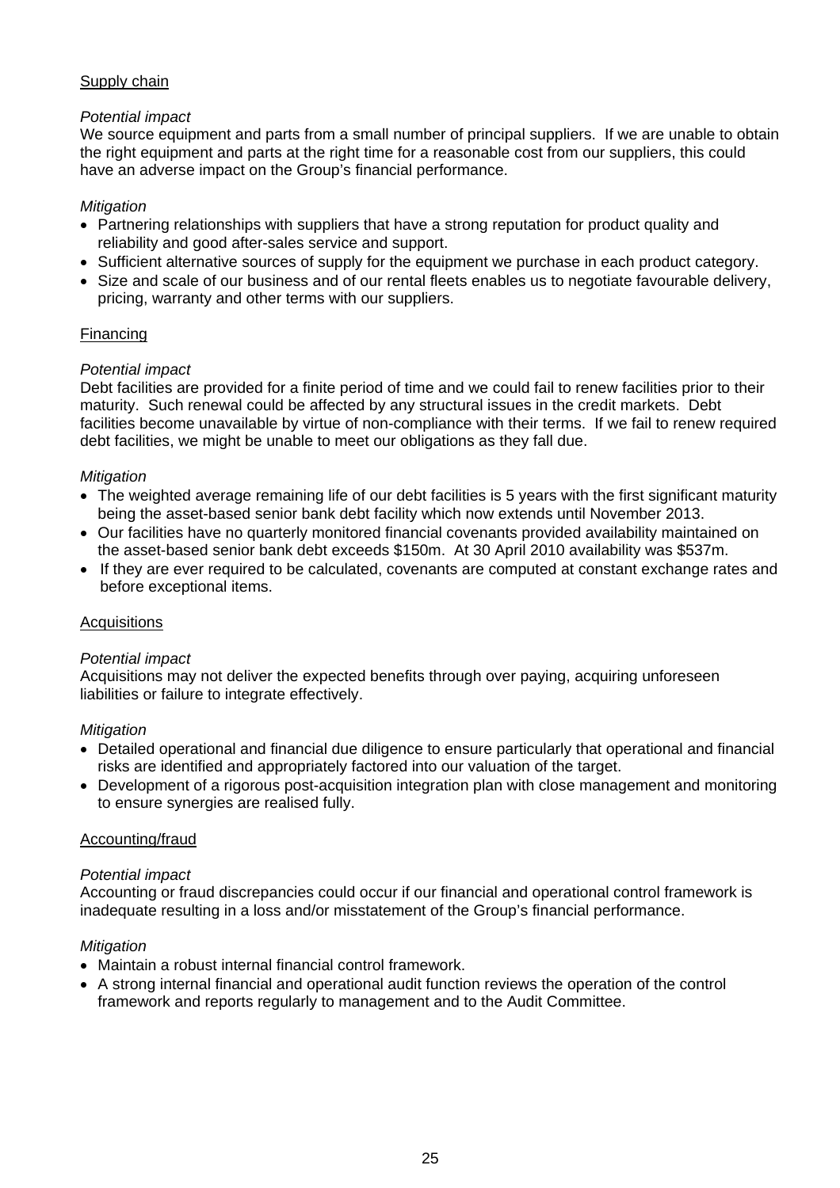<u>Supply chain</u>

*Potential impact*

We source equipment and parts from a small number of principal suppliers. If we are unable to obtain the right equipment and parts at the right time for a reasonable cost from our suppliers, this could have an adverse impact on the Group's financial performance.

*Mitigation*

- Partnering relationships with suppliers that have a strong reputation for product quality and reliability and good after-sales service and support.
- Sufficient alternative sources of supply for the equipment we purchase in each product category.
- Size and scale of our business and of our rental fleets enables us to negotiate favourable delivery, pricing, warranty and other terms with our suppliers.

<u>Financing</u>

*Potential impact*

Debt facilities are provided for a finite period of time and we could fail to renew facilities prior to their maturity. Such renewal could be affected by any structural issues in the credit markets. Debt facilities become unavailable by virtue of non-compliance with their terms. If we fail to renew required debt facilities, we might be unable to meet our obligations as they fall due.

*Mitigation*

- The weighted average remaining life of our debt facilities is 5 years with the first significant maturity being the asset-based senior bank debt facility which now extends until November 2013.
- Our facilities have no quarterly monitored financial covenants provided availability maintained on the asset-based senior bank debt exceeds $150m. At 30 April 2010 availability was $537m.
- If they are ever required to be calculated, covenants are computed at constant exchange rates and before exceptional items.

<u>Acquisitions</u>

*Potential impact*

Acquisitions may not deliver the expected benefits through over paying, acquiring unforeseen liabilities or failure to integrate effectively.

*Mitigation*

- Detailed operational and financial due diligence to ensure particularly that operational and financial risks are identified and appropriately factored into our valuation of the target.
- Development of a rigorous post-acquisition integration plan with close management and monitoring to ensure synergies are realised fully.

<u>Accounting/fraud</u>

*Potential impact*

Accounting or fraud discrepancies could occur if our financial and operational control framework is inadequate resulting in a loss and/or misstatement of the Group's financial performance.

*Mitigation*

- Maintain a robust internal financial control framework.
- A strong internal financial and operational audit function reviews the operation of the control framework and reports regularly to management and to the Audit Committee.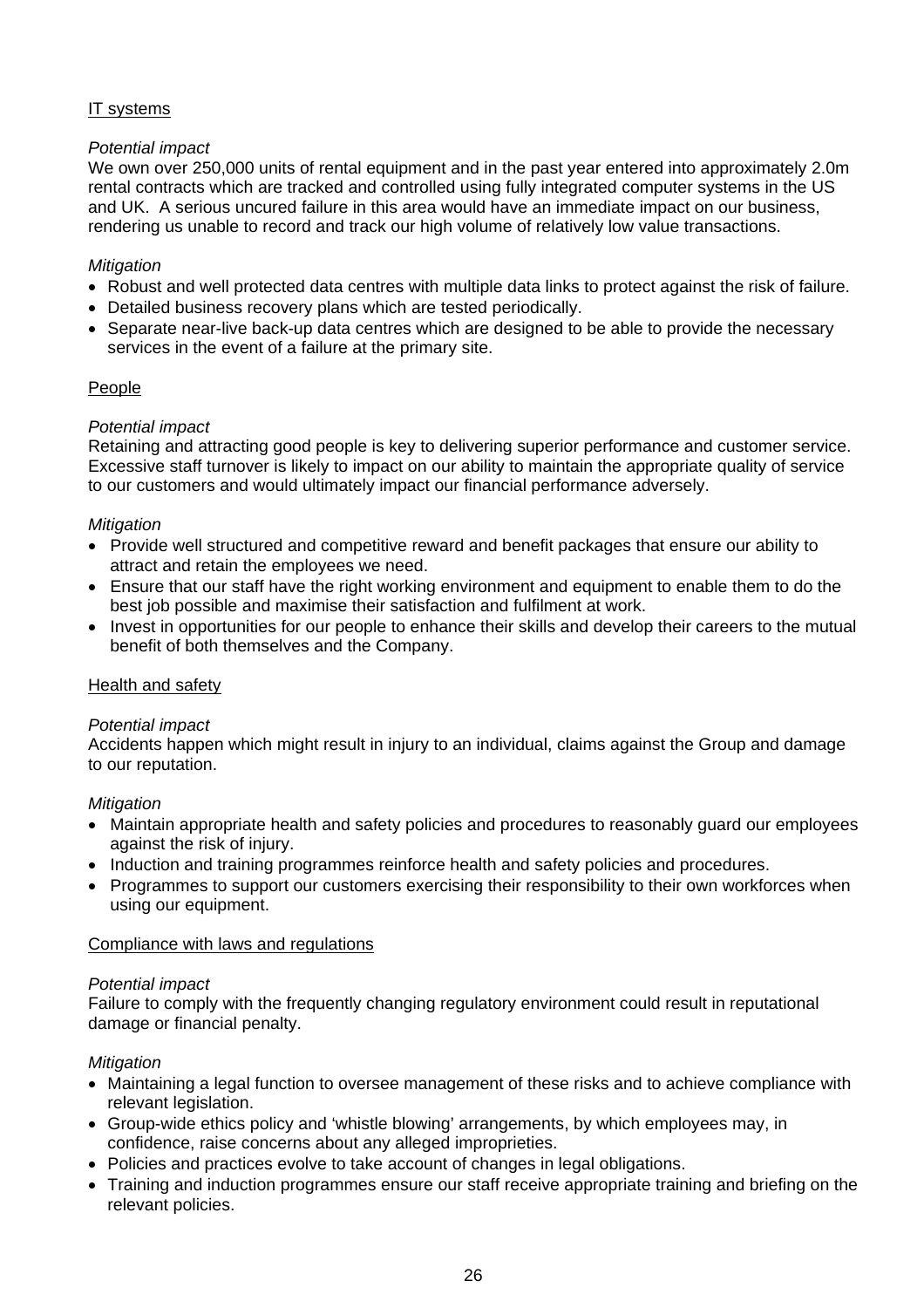IT systems

*Potential impact*

We own over 250,000 units of rental equipment and in the past year entered into approximately 2.0m rental contracts which are tracked and controlled using fully integrated computer systems in the US and UK. A serious uncured failure in this area would have an immediate impact on our business, rendering us unable to record and track our high volume of relatively low value transactions.

*Mitigation*

- Robust and well protected data centres with multiple data links to protect against the risk of failure.
- Detailed business recovery plans which are tested periodically.
- Separate near-live back-up data centres which are designed to be able to provide the necessary services in the event of a failure at the primary site.

People

*Potential impact*

Retaining and attracting good people is key to delivering superior performance and customer service. Excessive staff turnover is likely to impact on our ability to maintain the appropriate quality of service to our customers and would ultimately impact our financial performance adversely.

*Mitigation*

- Provide well structured and competitive reward and benefit packages that ensure our ability to attract and retain the employees we need.
- Ensure that our staff have the right working environment and equipment to enable them to do the best job possible and maximise their satisfaction and fulfilment at work.
- Invest in opportunities for our people to enhance their skills and develop their careers to the mutual benefit of both themselves and the Company.

Health and safety

*Potential impact*

Accidents happen which might result in injury to an individual, claims against the Group and damage to our reputation.

*Mitigation*

- Maintain appropriate health and safety policies and procedures to reasonably guard our employees against the risk of injury.
- Induction and training programmes reinforce health and safety policies and procedures.
- Programmes to support our customers exercising their responsibility to their own workforces when using our equipment.

Compliance with laws and regulations

*Potential impact*

Failure to comply with the frequently changing regulatory environment could result in reputational damage or financial penalty.

*Mitigation*

- Maintaining a legal function to oversee management of these risks and to achieve compliance with relevant legislation.
- Group-wide ethics policy and 'whistle blowing' arrangements, by which employees may, in confidence, raise concerns about any alleged improprieties.
- Policies and practices evolve to take account of changes in legal obligations.
- Training and induction programmes ensure our staff receive appropriate training and briefing on the relevant policies.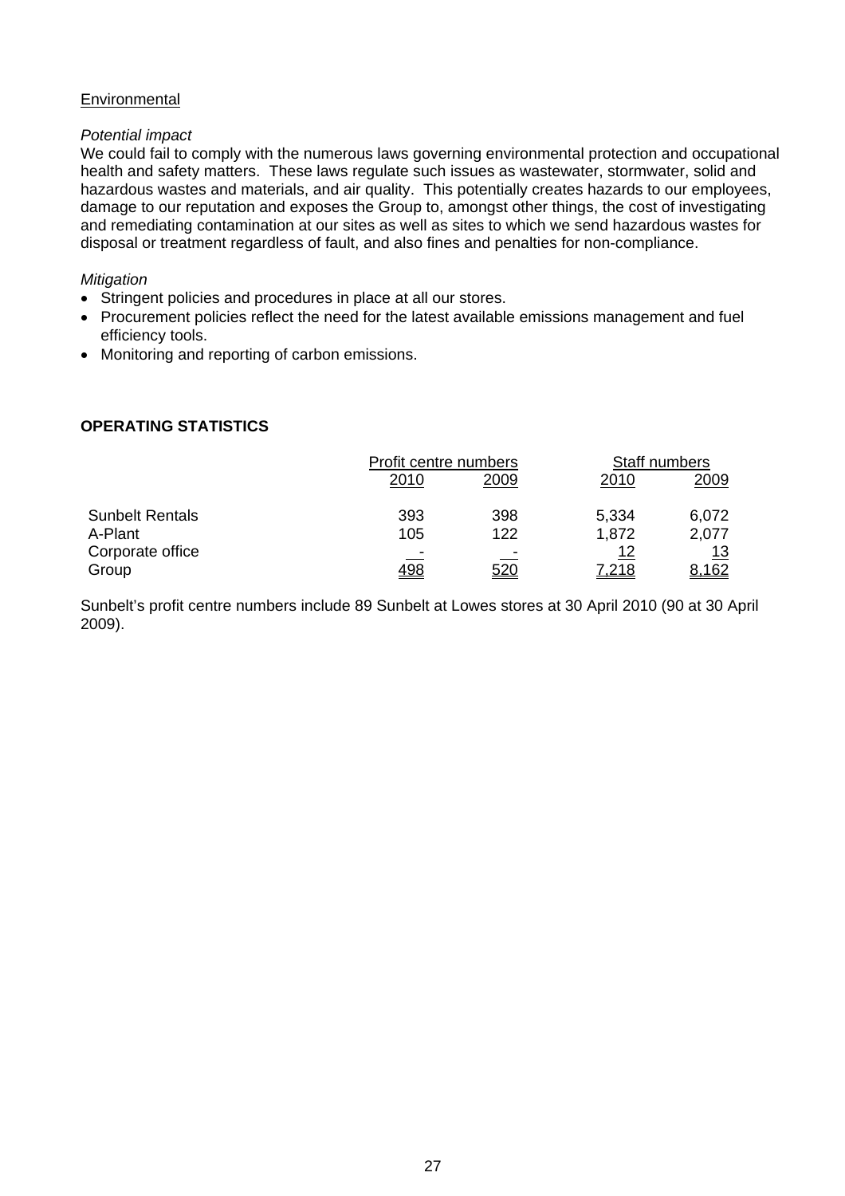Environmental

*Potential impact*

We could fail to comply with the numerous laws governing environmental protection and occupational health and safety matters. These laws regulate such issues as wastewater, stormwater, solid and hazardous wastes and materials, and air quality. This potentially creates hazards to our employees, damage to our reputation and exposes the Group to, amongst other things, the cost of investigating and remediating contamination at our sites as well as sites to which we send hazardous wastes for disposal or treatment regardless of fault, and also fines and penalties for non-compliance.

*Mitigation*

- Stringent policies and procedures in place at all our stores.
- Procurement policies reflect the need for the latest available emissions management and fuel efficiency tools.
- Monitoring and reporting of carbon emissions.

**OPERATING STATISTICS**

| | Profit centre numbers | | Staff numbers | |
|---|---|---|---|---|
| | 2010 | 2009 | 2010 | 2009 |
| Sunbelt Rentals | 393 | 398 | 5,334 | 6,072 |
| A-Plant | 105 | 122 | 1,872 | 2,077 |
| Corporate office | - | - | 12 | 13 |
| Group | 498 | 520 | 7,218 | 8,162 |

Sunbelt's profit centre numbers include 89 Sunbelt at Lowes stores at 30 April 2010 (90 at 30 April 2009).